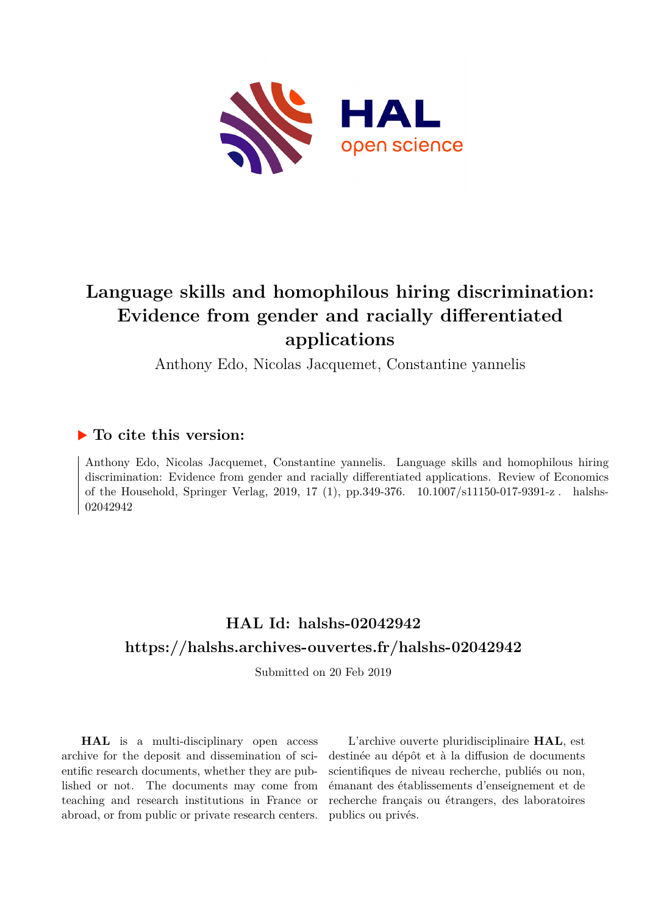# Language skills and homophilous hiring discrimination: Evidence from gender and racially differentiated applications

Anthony Edo, Nicolas Jacquemet, Constantine yannelis

## ▶ To cite this version:

Anthony Edo, Nicolas Jacquemet, Constantine yannelis. Language skills and homophilous hiring discrimination: Evidence from gender and racially differentiated applications. Review of Economics of the Household, Springer Verlag, 2019, 17 (1), pp.349-376. 10.1007/s11150-017-9391-z . halshs-02042942

## HAL Id: halshs-02042942

## https://halshs.archives-ouvertes.fr/halshs-02042942

Submitted on 20 Feb 2019

**HAL** is a multi-disciplinary open access archive for the deposit and dissemination of scientific research documents, whether they are published or not. The documents may come from teaching and research institutions in France or abroad, or from public or private research centers.

L'archive ouverte pluridisciplinaire **HAL**, est destinée au dépôt et à la diffusion de documents scientifiques de niveau recherche, publiés ou non, émanant des établissements d'enseignement et de recherche français ou étrangers, des laboratoires publics ou privés.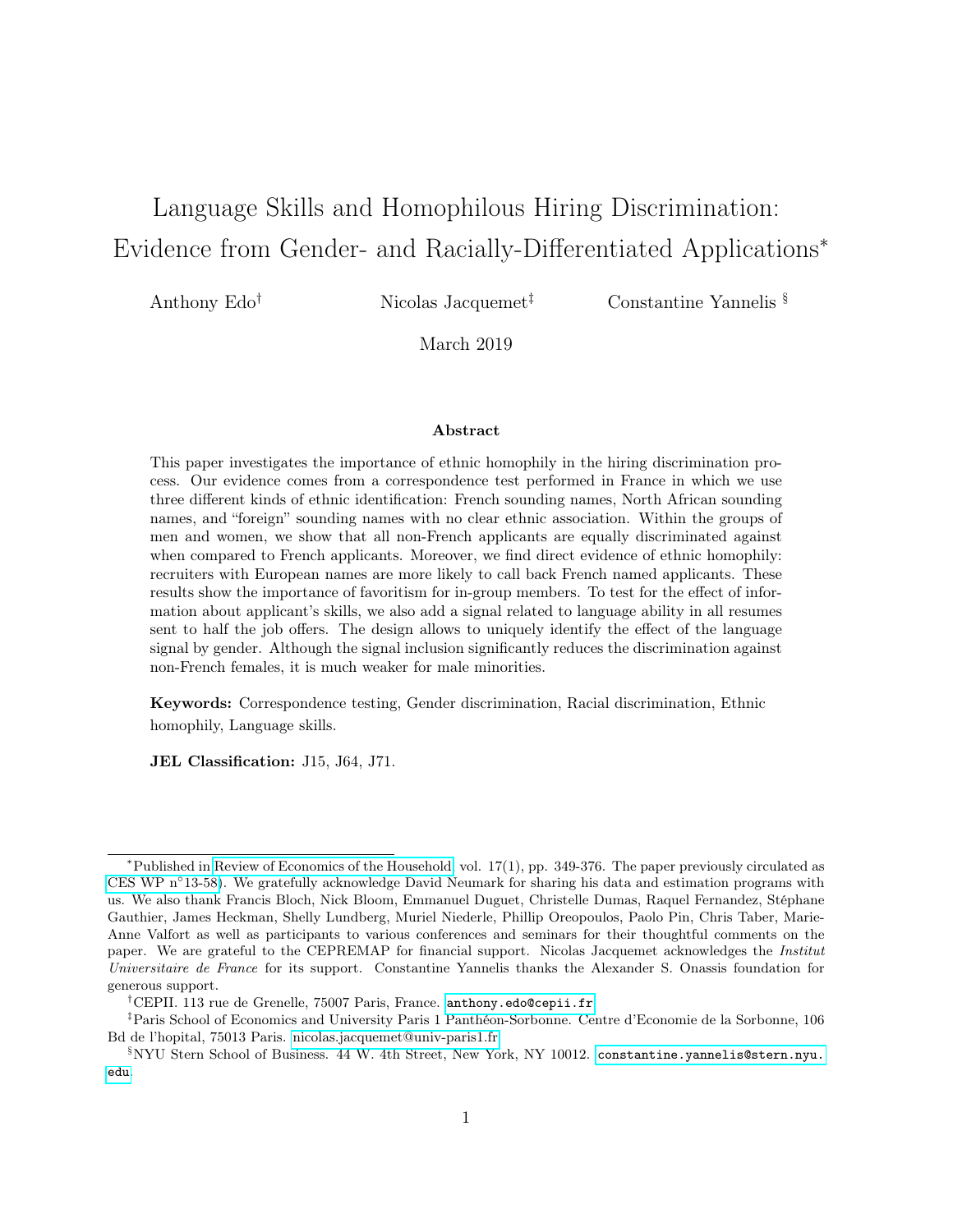# Language Skills and Homophilous Hiring Discrimination: Evidence from Gender- and Racially-Differentiated Applications*

Anthony Edo† Nicolas Jacquemet‡ Constantine Yannelis §

March 2019

**Abstract**

This paper investigates the importance of ethnic homophily in the hiring discrimination process. Our evidence comes from a correspondence test performed in France in which we use three different kinds of ethnic identification: French sounding names, North African sounding names, and "foreign" sounding names with no clear ethnic association. Within the groups of men and women, we show that all non-French applicants are equally discriminated against when compared to French applicants. Moreover, we find direct evidence of ethnic homophily: recruiters with European names are more likely to call back French named applicants. These results show the importance of favoritism for in-group members. To test for the effect of information about applicant's skills, we also add a signal related to language ability in all resumes sent to half the job offers. The design allows to uniquely identify the effect of the language signal by gender. Although the signal inclusion significantly reduces the discrimination against non-French females, it is much weaker for male minorities.

**Keywords:** Correspondence testing, Gender discrimination, Racial discrimination, Ethnic homophily, Language skills.

**JEL Classification:** J15, J64, J71.

---

*Published in Review of Economics of the Household, vol. 17(1), pp. 349-376. The paper previously circulated as CES WP n°13-58). We gratefully acknowledge David Neumark for sharing his data and estimation programs with us. We also thank Francis Bloch, Nick Bloom, Christelle Dumas, Raquel Fernandez, Stéphane Gauthier, James Heckman, Shelly Lundberg, Muriel Niederle, Phillip Oreopoulos, Paolo Pin, Chris Taber, Marie-Anne Valfort as well as participants to various conferences and seminars for their thoughtful comments on the paper. We are grateful to the CEPREMAP for financial support. Nicolas Jacquemet acknowledges the *Institut Universitaire de France* for its support. Constantine Yannelis thanks the Alexander S. Onassis foundation for generous support.

†CEPII. 113 rue de Grenelle, 75007 Paris, France. anthony.edo@cepii.fr

‡Paris School of Economics and University Paris 1 Panthéon-Sorbonne. Centre d'Economie de la Sorbonne, 106 Bd de l'hopital, 75013 Paris. nicolas.jacquemet@univ-paris1.fr

§NYU Stern School of Business. 44 W. 4th Street, New York, NY 10012. constantine.yannelis@stern.nyu.edu.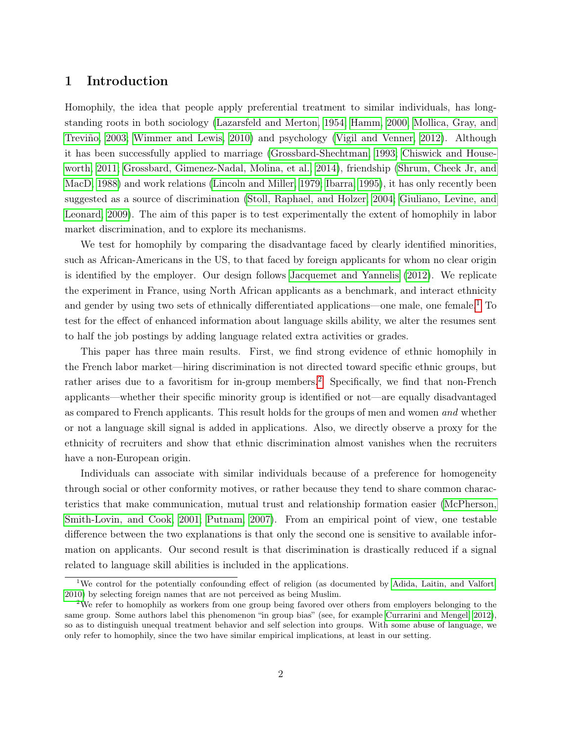# 1 Introduction

Homophily, the idea that people apply preferential treatment to similar individuals, has long-standing roots in both sociology (Lazarsfeld and Merton, 1954; Hamm, 2000; Mollica, Gray, and Treviño, 2003; Wimmer and Lewis, 2010) and psychology (Vigil and Venner, 2012). Although it has been successfully applied to marriage (Grossbard-Shechtman, 1993; Chiswick and Houseworth, 2011; Grossbard, Gimenez-Nadal, Molina, et al., 2014), friendship (Shrum, Cheek Jr, and MacD, 1988) and work relations (Lincoln and Miller, 1979; Ibarra, 1995), it has only recently been suggested as a source of discrimination (Stoll, Raphael, and Holzer, 2004; Giuliano, Levine, and Leonard, 2009). The aim of this paper is to test experimentally the extent of homophily in labor market discrimination, and to explore its mechanisms.

We test for homophily by comparing the disadvantage faced by clearly identified minorities, such as African-Americans in the US, to that faced by foreign applicants for whom no clear origin is identified by the employer. Our design follows Jacquemet and Yannelis (2012). We replicate the experiment in France, using North African applicants as a benchmark, and interact ethnicity and gender by using two sets of ethnically differentiated applications—one male, one female.[1] To test for the effect of enhanced information about language skills ability, we alter the resumes sent to half the job postings by adding language related extra activities or grades.

This paper has three main results. First, we find strong evidence of ethnic homophily in the French labor market—hiring discrimination is not directed toward specific ethnic groups, but rather arises due to a favoritism for in-group members.[2] Specifically, we find that non-French applicants—whether their specific minority group is identified or not—are equally disadvantaged as compared to French applicants. This result holds for the groups of men and women *and* whether or not a language skill signal is added in applications. Also, we directly observe a proxy for the ethnicity of recruiters and show that ethnic discrimination almost vanishes when the recruiters have a non-European origin.

Individuals can associate with similar individuals because of a preference for homogeneity through social or other conformity motives, or rather because they tend to share common characteristics that make communication, mutual trust and relationship formation easier (McPherson, Smith-Lovin, and Cook, 2001; Putnam, 2007). From an empirical point of view, one testable difference between the two explanations is that only the second one is sensitive to available information on applicants. Our second result is that discrimination is drastically reduced if a signal related to language skill abilities is included in the applications.

[1] We control for the potentially confounding effect of religion (as documented by Adida, Laitin, and Valfort, 2010) by selecting foreign names that are not perceived as being Muslim.

[2] We refer to homophily as workers from one group being favored over others from employers belonging to the same group. Some authors label this phenomenon "in group bias" (see, for example Currarini and Mengel, 2012), so as to distinguish unequal treatment behavior and self selection into groups. With some abuse of language, we only refer to homophily, since the two have similar empirical implications, at least in our setting.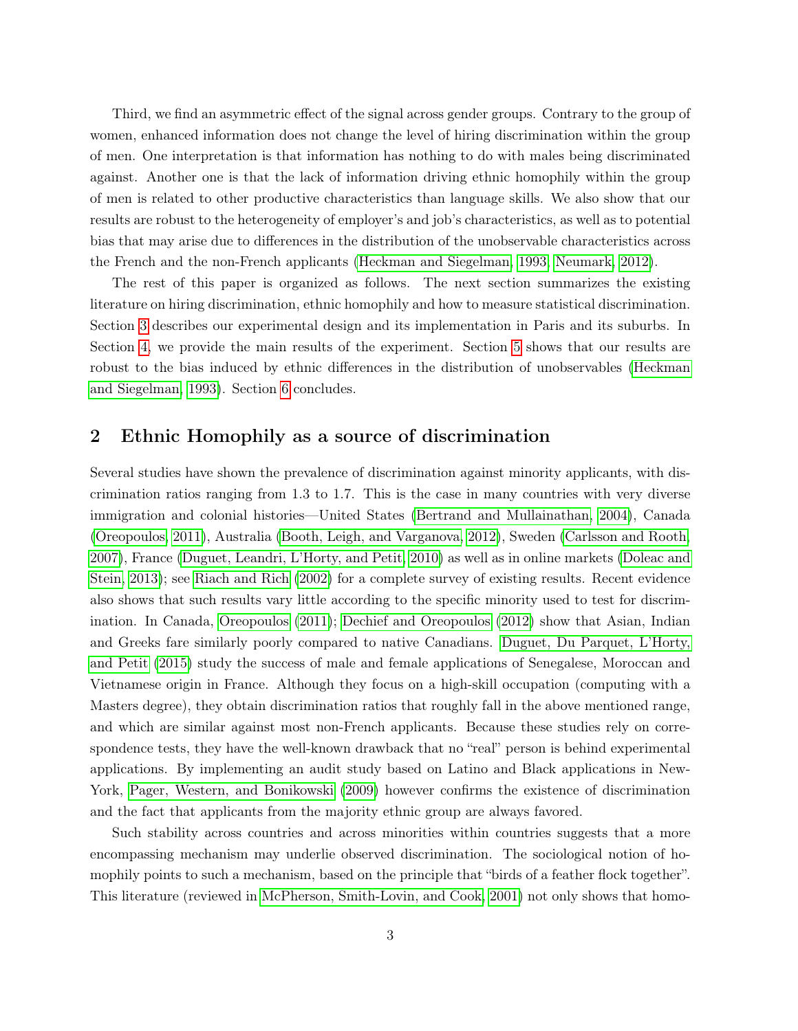Third, we find an asymmetric effect of the signal across gender groups. Contrary to the group of women, enhanced information does not change the level of hiring discrimination within the group of men. One interpretation is that information has nothing to do with males being discriminated against. Another one is that the lack of information driving ethnic homophily within the group of men is related to other productive characteristics than language skills. We also show that our results are robust to the heterogeneity of employer's and job's characteristics, as well as to potential bias that may arise due to differences in the distribution of the unobservable characteristics across the French and the non-French applicants (Heckman and Siegelman, 1993; Neumark, 2012).

The rest of this paper is organized as follows. The next section summarizes the existing literature on hiring discrimination, ethnic homophily and how to measure statistical discrimination. Section 3 describes our experimental design and its implementation in Paris and its suburbs. In Section 4, we provide the main results of the experiment. Section 5 shows that our results are robust to the bias induced by ethnic differences in the distribution of unobservables (Heckman and Siegelman, 1993). Section 6 concludes.

## 2 Ethnic Homophily as a source of discrimination

Several studies have shown the prevalence of discrimination against minority applicants, with discrimination ratios ranging from 1.3 to 1.7. This is the case in many countries with very diverse immigration and colonial histories—United States (Bertrand and Mullainathan, 2004), Canada (Oreopoulos, 2011), Australia (Booth, Leigh, and Varganova, 2012), Sweden (Carlsson and Rooth, 2007), France (Duguet, Leandri, L'Horty, and Petit, 2010) as well as in online markets (Doleac and Stein, 2013); see Riach and Rich (2002) for a complete survey of existing results. Recent evidence also shows that such results vary little according to the specific minority used to test for discrimination. In Canada, Oreopoulos (2011); Dechief and Oreopoulos (2012) show that Asian, Indian and Greeks fare similarly poorly compared to native Canadians. Duguet, Du Parquet, L'Horty, and Petit (2015) study the success of male and female applications of Senegalese, Moroccan and Vietnamese origin in France. Although they focus on a high-skill occupation (computing with a Masters degree), they obtain discrimination ratios that roughly fall in the above mentioned range, and which are similar against most non-French applicants. Because these studies rely on correspondence tests, they have the well-known drawback that no "real" person is behind experimental applications. By implementing an audit study based on Latino and Black applications in New-York, Pager, Western, and Bonikowski (2009) however confirms the existence of discrimination and the fact that applicants from the majority ethnic group are always favored.

Such stability across countries and across minorities within countries suggests that a more encompassing mechanism may underlie observed discrimination. The sociological notion of homophily points to such a mechanism, based on the principle that "birds of a feather flock together". This literature (reviewed in McPherson, Smith-Lovin, and Cook, 2001) not only shows that homo-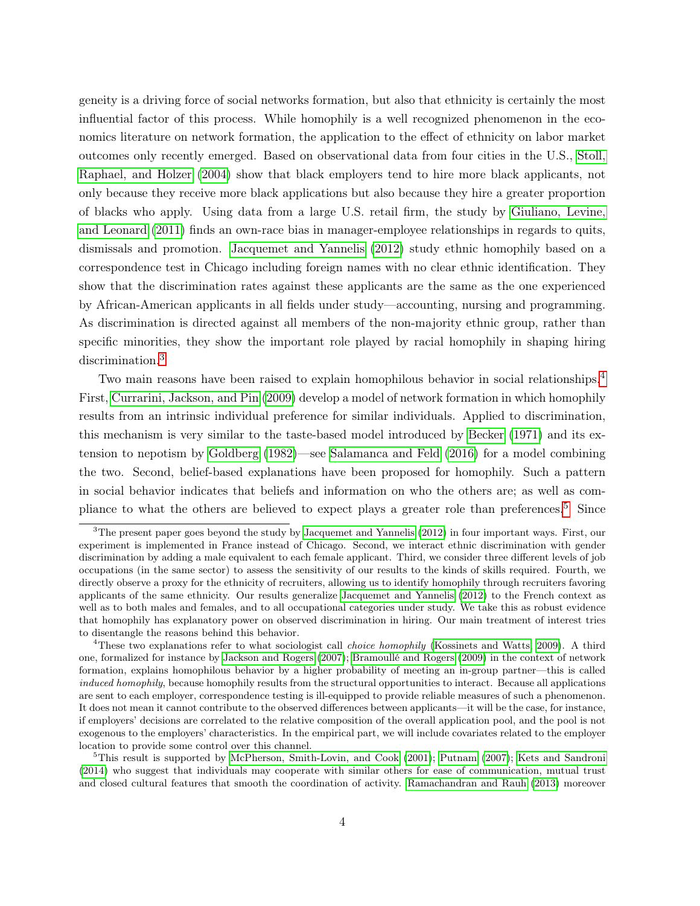geneity is a driving force of social networks formation, but also that ethnicity is certainly the most influential factor of this process. While homophily is a well recognized phenomenon in the economics literature on network formation, the application to the effect of ethnicity on labor market outcomes only recently emerged. Based on observational data from four cities in the U.S., Stoll, Raphael, and Holzer (2004) show that black employers tend to hire more black applicants, not only because they receive more black applications but also because they hire a greater proportion of blacks who apply. Using data from a large U.S. retail firm, the study by Giuliano, Levine, and Leonard (2011) finds an own-race bias in manager-employee relationships in regards to quits, dismissals and promotion. Jacquemet and Yannelis (2012) study ethnic homophily based on a correspondence test in Chicago including foreign names with no clear ethnic identification. They show that the discrimination rates against these applicants are the same as the one experienced by African-American applicants in all fields under study—accounting, nursing and programming. As discrimination is directed against all members of the non-majority ethnic group, rather than specific minorities, they show the important role played by racial homophily in shaping hiring discrimination.[3]

Two main reasons have been raised to explain homophilous behavior in social relationships.[4] First, Currarini, Jackson, and Pin (2009) develop a model of network formation in which homophily results from an intrinsic individual preference for similar individuals. Applied to discrimination, this mechanism is very similar to the taste-based model introduced by Becker (1971) and its extension to nepotism by Goldberg (1982)—see Salamanca and Feld (2016) for a model combining the two. Second, belief-based explanations have been proposed for homophily. Such a pattern in social behavior indicates that beliefs and information on who the others are; as well as compliance to what the others are believed to expect plays a greater role than preferences.[5] Since

[3] The present paper goes beyond the study by Jacquemet and Yannelis (2012) in four important ways. First, our experiment is implemented in France instead of Chicago. Second, we interact ethnic discrimination with gender discrimination by adding a male equivalent to each female applicant. Third, we consider three different levels of job occupations (in the same sector) to assess the sensitivity of our results to the kinds of skills required. Fourth, we directly observe a proxy for the ethnicity of recruiters, allowing us to identify homophily through recruiters favoring applicants of the same ethnicity. Our results generalize Jacquemet and Yannelis (2012) to the French context as well as to both males and females, and to all occupational categories under study. We take this as robust evidence that homophily has explanatory power on observed discrimination in hiring. Our main treatment of interest tries to disentangle the reasons behind this behavior.

[4] These two explanations refer to what sociologist call *choice homophily* (Kossinets and Watts, 2009). A third one, formalized for instance by Jackson and Rogers (2007); Bramoullé and Rogers (2009) in the context of network formation, explains homophilous behavior by a higher probability of meeting an in-group partner—this is called *induced homophily*, because homophily results from the structural opportunities to interact. Because all applications are sent to each employer, correspondence testing is ill-equipped to provide reliable measures of such a phenomenon. It does not mean it cannot contribute to the observed differences between applicants—it will be the case, for instance, if employers' decisions are correlated to the relative composition of the overall application pool, and the pool is not exogenous to the employers' characteristics. In the empirical part, we will include covariates related to the employer location to provide some control over this channel.

[5] This result is supported by McPherson, Smith-Lovin, and Cook (2001); Putnam (2007); Kets and Sandroni (2014) who suggest that individuals may cooperate with similar others for ease of communication, mutual trust and closed cultural features that smooth the coordination of activity. Ramachandran and Rauh (2013) moreover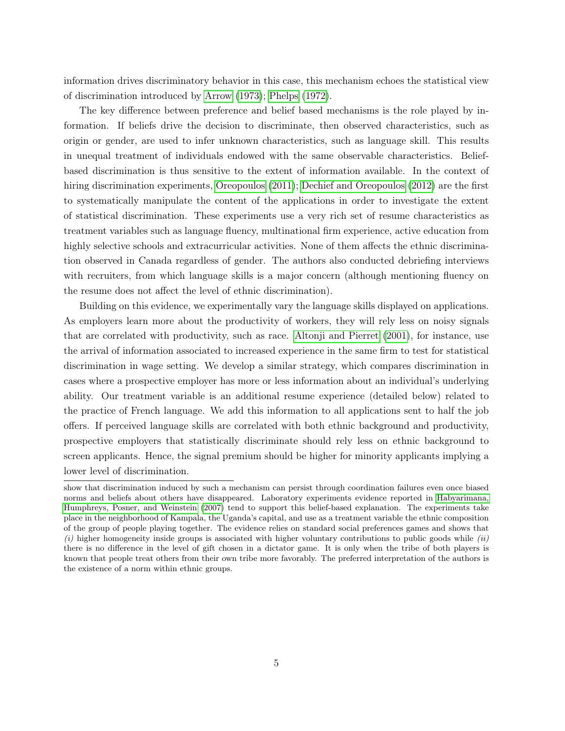information drives discriminatory behavior in this case, this mechanism echoes the statistical view of discrimination introduced by Arrow (1973); Phelps (1972).

The key difference between preference and belief based mechanisms is the role played by information. If beliefs drive the decision to discriminate, then observed characteristics, such as origin or gender, are used to infer unknown characteristics, such as language skill. This results in unequal treatment of individuals endowed with the same observable characteristics. Belief-based discrimination is thus sensitive to the extent of information available. In the context of hiring discrimination experiments, Oreopoulos (2011); Dechief and Oreopoulos (2012) are the first to systematically manipulate the content of the applications in order to investigate the extent of statistical discrimination. These experiments use a very rich set of resume characteristics as treatment variables such as language fluency, multinational firm experience, active education from highly selective schools and extracurricular activities. None of them affects the ethnic discrimination observed in Canada regardless of gender. The authors also conducted debriefing interviews with recruiters, from which language skills is a major concern (although mentioning fluency on the resume does not affect the level of ethnic discrimination).

Building on this evidence, we experimentally vary the language skills displayed on applications. As employers learn more about the productivity of workers, they will rely less on noisy signals that are correlated with productivity, such as race. Altonji and Pierret (2001), for instance, use the arrival of information associated to increased experience in the same firm to test for statistical discrimination in wage setting. We develop a similar strategy, which compares discrimination in cases where a prospective employer has more or less information about an individual's underlying ability. Our treatment variable is an additional resume experience (detailed below) related to the practice of French language. We add this information to all applications sent to half the job offers. If perceived language skills are correlated with both ethnic background and productivity, prospective employers that statistically discriminate should rely less on ethnic background to screen applicants. Hence, the signal premium should be higher for minority applicants implying a lower level of discrimination.

---

show that discrimination induced by such a mechanism can persist through coordination failures even once biased norms and beliefs about others have disappeared. Laboratory experiments evidence reported in Habyarimana, Humphreys, Posner, and Weinstein (2007) tend to support this belief-based explanation. The experiments take place in the neighborhood of Kampala, the Uganda's capital, and use as a treatment variable the ethnic composition of the group of people playing together. The evidence relies on standard social preferences games and shows that *(i)* higher homogeneity inside groups is associated with higher voluntary contributions to public goods while *(ii)* there is no difference in the level of gift chosen in a dictator game. It is only when the tribe of both players is known that people treat others from their own tribe more favorably. The preferred interpretation of the authors is the existence of a norm within ethnic groups.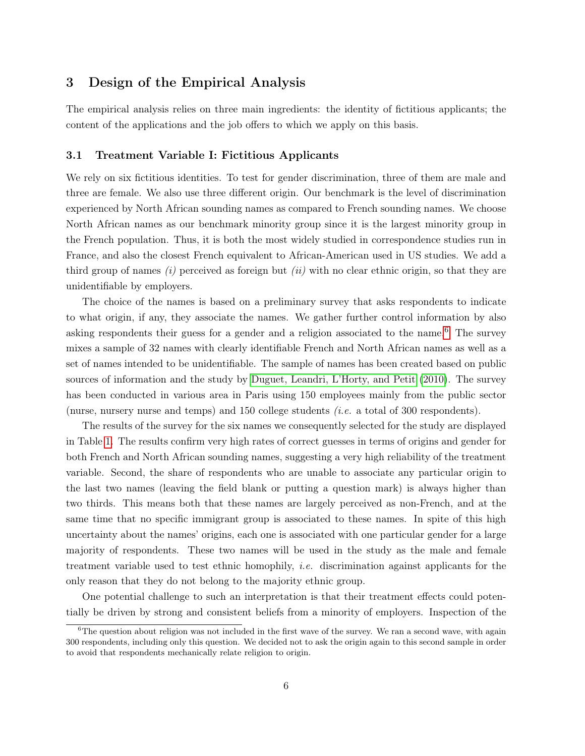## 3 Design of the Empirical Analysis

The empirical analysis relies on three main ingredients: the identity of fictitious applicants; the content of the applications and the job offers to which we apply on this basis.

### 3.1 Treatment Variable I: Fictitious Applicants

We rely on six fictitious identities. To test for gender discrimination, three of them are male and three are female. We also use three different origin. Our benchmark is the level of discrimination experienced by North African sounding names as compared to French sounding names. We choose North African names as our benchmark minority group since it is the largest minority group in the French population. Thus, it is both the most widely studied in correspondence studies run in France, and also the closest French equivalent to African-American used in US studies. We add a third group of names *(i)* perceived as foreign but *(ii)* with no clear ethnic origin, so that they are unidentifiable by employers.

The choice of the names is based on a preliminary survey that asks respondents to indicate to what origin, if any, they associate the names. We gather further control information by also asking respondents their guess for a gender and a religion associated to the name.[6] The survey mixes a sample of 32 names with clearly identifiable French and North African names as well as a set of names intended to be unidentifiable. The sample of names has been created based on public sources of information and the study by Duguet, Leandri, L'Horty, and Petit (2010). The survey has been conducted in various area in Paris using 150 employees mainly from the public sector (nurse, nursery nurse and temps) and 150 college students *(i.e.* a total of 300 respondents).

The results of the survey for the six names we consequently selected for the study are displayed in Table 1. The results confirm very high rates of correct guesses in terms of origins and gender for both French and North African sounding names, suggesting a very high reliability of the treatment variable. Second, the share of respondents who are unable to associate any particular origin to the last two names (leaving the field blank or putting a question mark) is always higher than two thirds. This means both that these names are largely perceived as non-French, and at the same time that no specific immigrant group is associated to these names. In spite of this high uncertainty about the names' origins, each one is associated with one particular gender for a large majority of respondents. These two names will be used in the study as the male and female treatment variable used to test ethnic homophily, *i.e.* discrimination against applicants for the only reason that they do not belong to the majority ethnic group.

One potential challenge to such an interpretation is that their treatment effects could potentially be driven by strong and consistent beliefs from a minority of employers. Inspection of the

[6] The question about religion was not included in the first wave of the survey. We ran a second wave, with again 300 respondents, including only this question. We decided not to ask the origin again to this second sample in order to avoid that respondents mechanically relate religion to origin.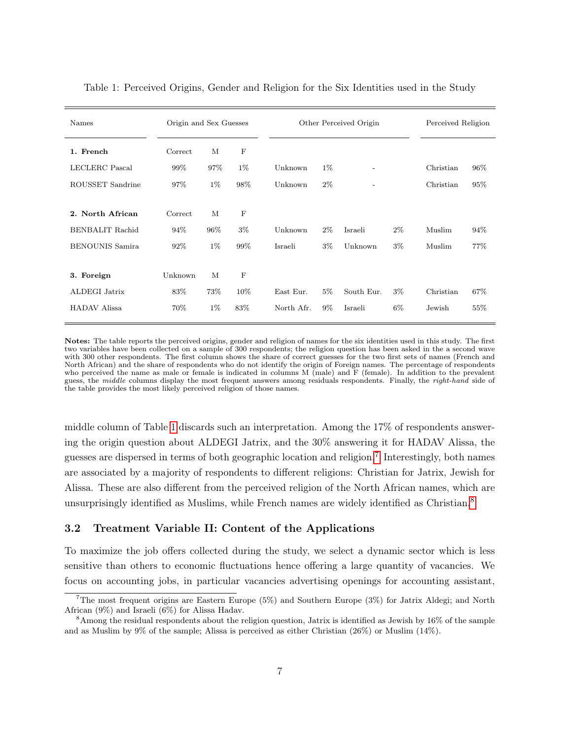Table 1: Perceived Origins, Gender and Religion for the Six Identities used in the Study

| Names | Origin and Sex Guesses | | | Other Perceived Origin | | | | Perceived Religion | |
|---|---|---|---|---|---|---|---|---|---|
| **1. French** | Correct | M | F | | | | | | |
| LECLERC Pascal | 99% | 97% | 1% | Unknown | 1% | - | | Christian | 96% |
| ROUSSET Sandrine | 97% | 1% | 98% | Unknown | 2% | - | | Christian | 95% |
| **2. North African** | Correct | M | F | | | | | | |
| BENBALIT Rachid | 94% | 96% | 3% | Unknown | 2% | Israeli | 2% | Muslim | 94% |
| BENOUNIS Samira | 92% | 1% | 99% | Israeli | 3% | Unknown | 3% | Muslim | 77% |
| **3. Foreign** | Unknown | M | F | | | | | | |
| ALDEGI Jatrix | 83% | 73% | 10% | East Eur. | 5% | South Eur. | 3% | Christian | 67% |
| HADAV Alissa | 70% | 1% | 83% | North Afr. | 9% | Israeli | 6% | Jewish | 55% |

**Notes:** The table reports the perceived origins, gender and religion of names for the six identities used in this study. The first two variables have been collected on a sample of 300 respondents; the religion question has been asked in the a second wave with 300 other respondents. The first column shows the share of correct guesses for the two first sets of names (French and North African) and the share of respondents who do not identify the origin of Foreign names. The percentage of respondents who perceived the name as male or female is indicated in columns M (male) and F (female). In addition to the prevalent guess, the *middle* columns display the most frequent answers among residuals respondents. Finally, the *right-hand* side of the table provides the most likely perceived religion of those names.

middle column of Table 1 discards such an interpretation. Among the 17% of respondents answering the origin question about ALDEGI Jatrix, and the 30% answering it for HADAV Alissa, the guesses are dispersed in terms of both geographic location and religion.[7] Interestingly, both names are associated by a majority of respondents to different religions: Christian for Jatrix, Jewish for Alissa. These are also different from the perceived religion of the North African names, which are unsurprisingly identified as Muslims, while French names are widely identified as Christian.[8]

### 3.2 Treatment Variable II: Content of the Applications

To maximize the job offers collected during the study, we select a dynamic sector which is less sensitive than others to economic fluctuations hence offering a large quantity of vacancies. We focus on accounting jobs, in particular vacancies advertising openings for accounting assistant,

[7] The most frequent origins are Eastern Europe (5%) and Southern Europe (3%) for Jatrix Aldegi; and North African (9%) and Israeli (6%) for Alissa Hadav.

[8] Among the residual respondents about the religion question, Jatrix is identified as Jewish by 16% of the sample and as Muslim by 9% of the sample; Alissa is perceived as either Christian (26%) or Muslim (14%).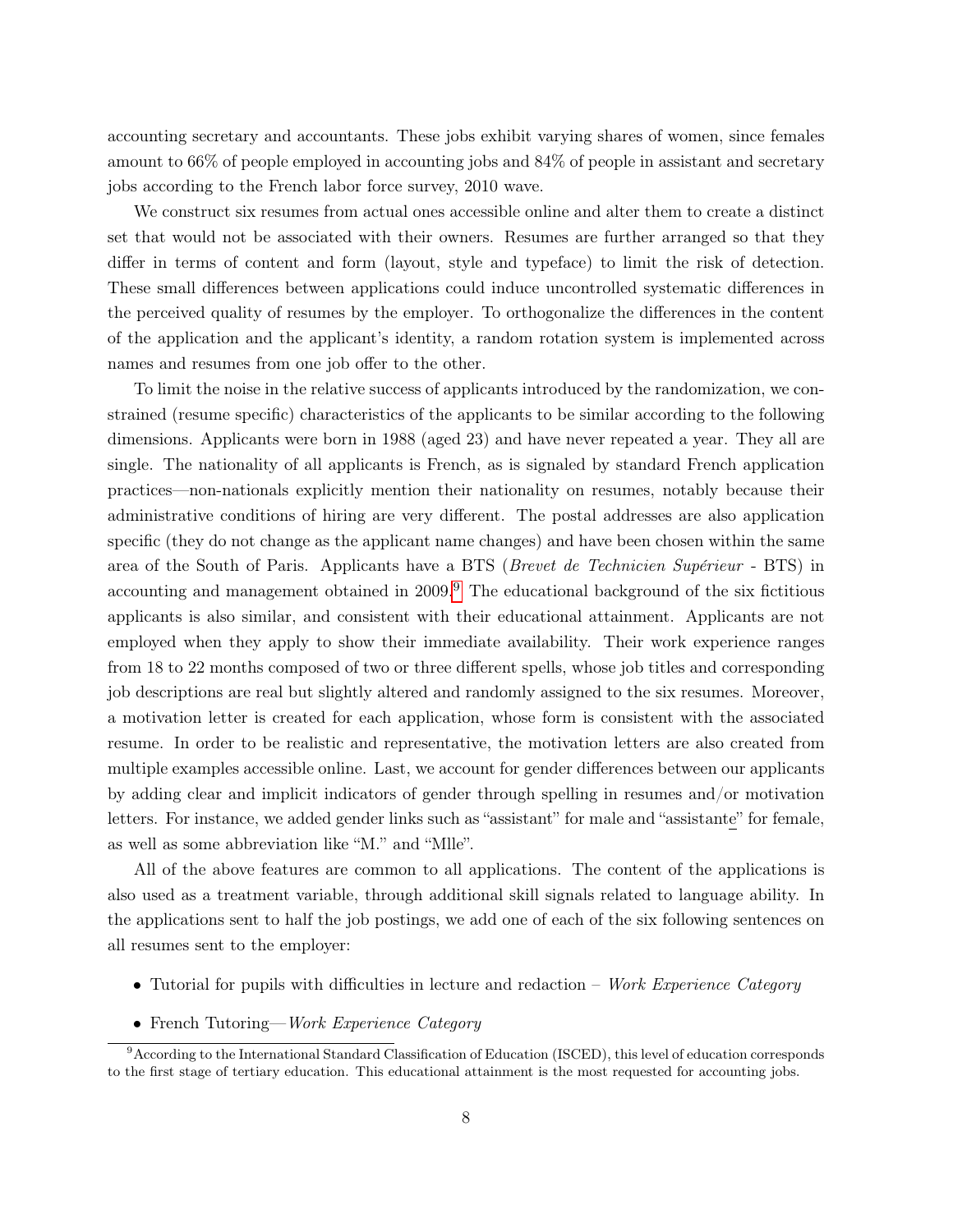accounting secretary and accountants. These jobs exhibit varying shares of women, since females amount to 66% of people employed in accounting jobs and 84% of people in assistant and secretary jobs according to the French labor force survey, 2010 wave.

We construct six resumes from actual ones accessible online and alter them to create a distinct set that would not be associated with their owners. Resumes are further arranged so that they differ in terms of content and form (layout, style and typeface) to limit the risk of detection. These small differences between applications could induce uncontrolled systematic differences in the perceived quality of resumes by the employer. To orthogonalize the differences in the content of the application and the applicant's identity, a random rotation system is implemented across names and resumes from one job offer to the other.

To limit the noise in the relative success of applicants introduced by the randomization, we constrained (resume specific) characteristics of the applicants to be similar according to the following dimensions. Applicants were born in 1988 (aged 23) and have never repeated a year. They all are single. The nationality of all applicants is French, as is signaled by standard French application practices—non-nationals explicitly mention their nationality on resumes, notably because their administrative conditions of hiring are very different. The postal addresses are also application specific (they do not change as the applicant name changes) and have been chosen within the same area of the South of Paris. Applicants have a BTS (*Brevet de Technicien Supérieur* - BTS) in accounting and management obtained in 2009.[9] The educational background of the six fictitious applicants is also similar, and consistent with their educational attainment. Applicants are not employed when they apply to show their immediate availability. Their work experience ranges from 18 to 22 months composed of two or three different spells, whose job titles and corresponding job descriptions are real but slightly altered and randomly assigned to the six resumes. Moreover, a motivation letter is created for each application, whose form is consistent with the associated resume. In order to be realistic and representative, the motivation letters are also created from multiple examples accessible online. Last, we account for gender differences between our applicants by adding clear and implicit indicators of gender through spelling in resumes and/or motivation letters. For instance, we added gender links such as "assistant" for male and "assistant<u>e</u>" for female, as well as some abbreviation like "M." and "Mlle".

All of the above features are common to all applications. The content of the applications is also used as a treatment variable, through additional skill signals related to language ability. In the applications sent to half the job postings, we add one of each of the six following sentences on all resumes sent to the employer:

- Tutorial for pupils with difficulties in lecture and redaction – *Work Experience Category*
- French Tutoring—*Work Experience Category*

[9] According to the International Standard Classification of Education (ISCED), this level of education corresponds to the first stage of tertiary education. This educational attainment is the most requested for accounting jobs.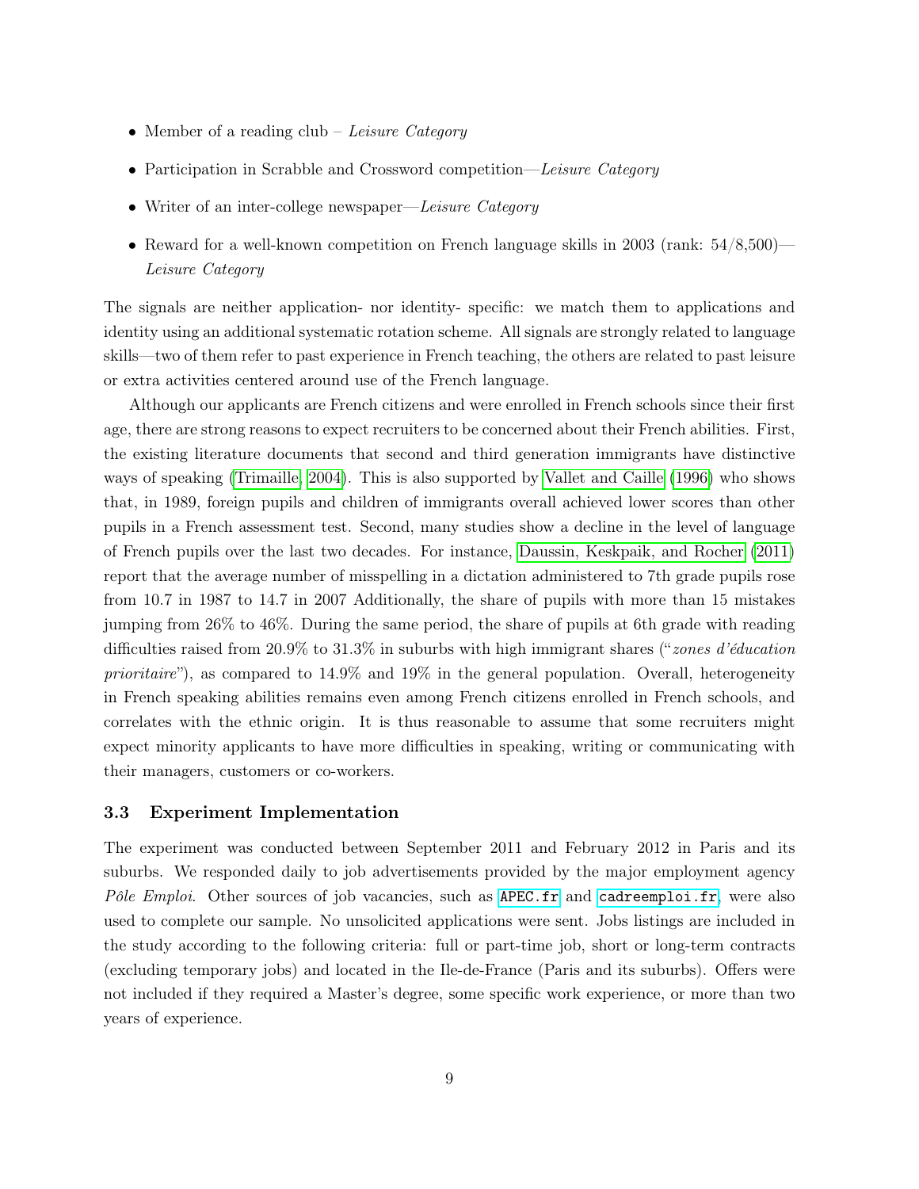- Member of a reading club – *Leisure Category*
- Participation in Scrabble and Crossword competition—*Leisure Category*
- Writer of an inter-college newspaper—*Leisure Category*
- Reward for a well-known competition on French language skills in 2003 (rank: 54/8,500)—*Leisure Category*

The signals are neither application- nor identity- specific: we match them to applications and identity using an additional systematic rotation scheme. All signals are strongly related to language skills—two of them refer to past experience in French teaching, the others are related to past leisure or extra activities centered around use of the French language.

Although our applicants are French citizens and were enrolled in French schools since their first age, there are strong reasons to expect recruiters to be concerned about their French abilities. First, the existing literature documents that second and third generation immigrants have distinctive ways of speaking (Trimaille, 2004). This is also supported by Vallet and Caille (1996) who shows that, in 1989, foreign pupils and children of immigrants overall achieved lower scores than other pupils in a French assessment test. Second, many studies show a decline in the level of language of French pupils over the last two decades. For instance, Daussin, Keskpaik, and Rocher (2011) report that the average number of misspelling in a dictation administered to 7th grade pupils rose from 10.7 in 1987 to 14.7 in 2007 Additionally, the share of pupils with more than 15 mistakes jumping from 26% to 46%. During the same period, the share of pupils at 6th grade with reading difficulties raised from 20.9% to 31.3% in suburbs with high immigrant shares ("*zones d'éducation prioritaire*"), as compared to 14.9% and 19% in the general population. Overall, heterogeneity in French speaking abilities remains even among French citizens enrolled in French schools, and correlates with the ethnic origin. It is thus reasonable to assume that some recruiters might expect minority applicants to have more difficulties in speaking, writing or communicating with their managers, customers or co-workers.

### 3.3 Experiment Implementation

The experiment was conducted between September 2011 and February 2012 in Paris and its suburbs. We responded daily to job advertisements provided by the major employment agency *Pôle Emploi*. Other sources of job vacancies, such as `APEC.fr` and `cadreemploi.fr`, were also used to complete our sample. No unsolicited applications were sent. Jobs listings are included in the study according to the following criteria: full or part-time job, short or long-term contracts (excluding temporary jobs) and located in the Ile-de-France (Paris and its suburbs). Offers were not included if they required a Master's degree, some specific work experience, or more than two years of experience.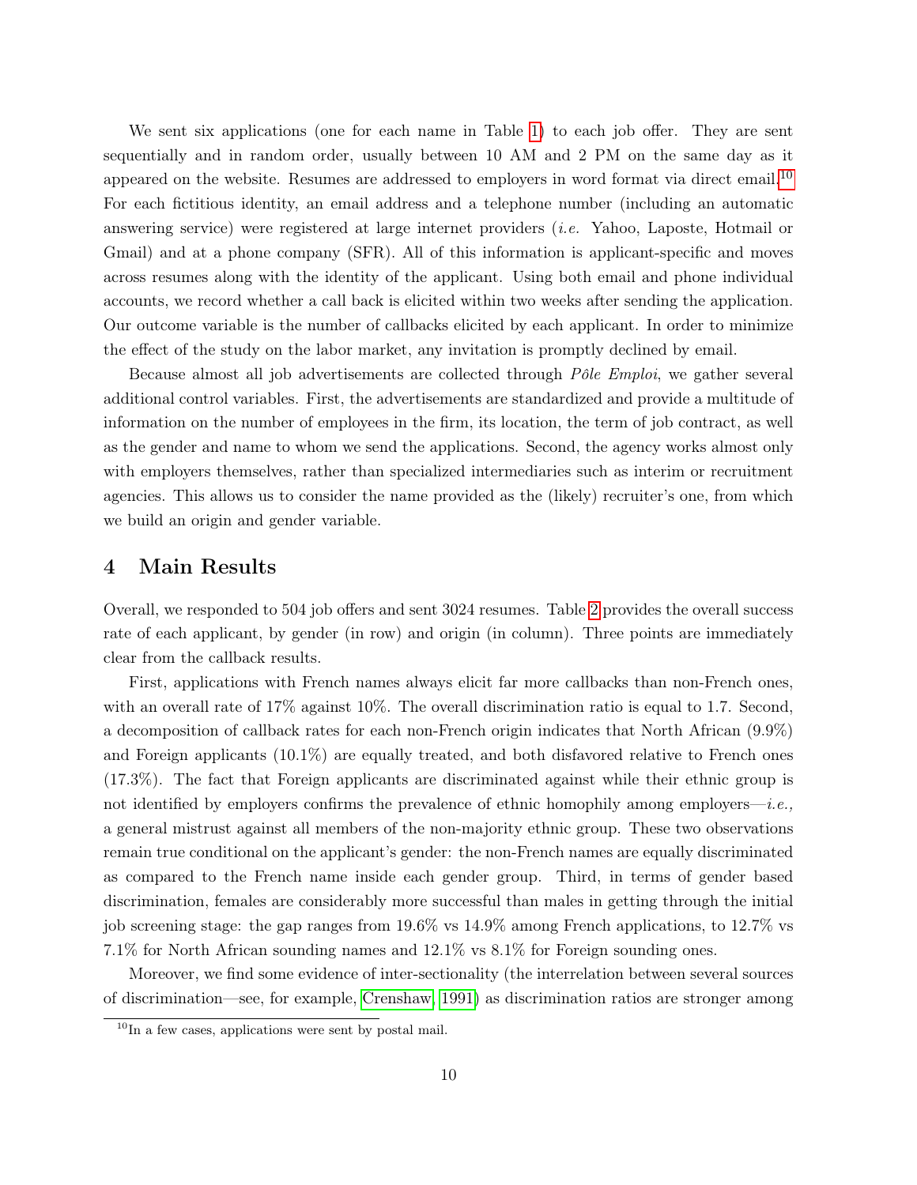We sent six applications (one for each name in Table 1) to each job offer. They are sent sequentially and in random order, usually between 10 AM and 2 PM on the same day as it appeared on the website. Resumes are addressed to employers in word format via direct email.[10] For each fictitious identity, an email address and a telephone number (including an automatic answering service) were registered at large internet providers (*i.e.* Yahoo, Laposte, Hotmail or Gmail) and at a phone company (SFR). All of this information is applicant-specific and moves across resumes along with the identity of the applicant. Using both email and phone individual accounts, we record whether a call back is elicited within two weeks after sending the application. Our outcome variable is the number of callbacks elicited by each applicant. In order to minimize the effect of the study on the labor market, any invitation is promptly declined by email.

Because almost all job advertisements are collected through *Pôle Emploi*, we gather several additional control variables. First, the advertisements are standardized and provide a multitude of information on the number of employees in the firm, its location, the term of job contract, as well as the gender and name to whom we send the applications. Second, the agency works almost only with employers themselves, rather than specialized intermediaries such as interim or recruitment agencies. This allows us to consider the name provided as the (likely) recruiter's one, from which we build an origin and gender variable.

# 4 Main Results

Overall, we responded to 504 job offers and sent 3024 resumes. Table 2 provides the overall success rate of each applicant, by gender (in row) and origin (in column). Three points are immediately clear from the callback results.

First, applications with French names always elicit far more callbacks than non-French ones, with an overall rate of 17% against 10%. The overall discrimination ratio is equal to 1.7. Second, a decomposition of callback rates for each non-French origin indicates that North African (9.9%) and Foreign applicants (10.1%) are equally treated, and both disfavored relative to French ones (17.3%). The fact that Foreign applicants are discriminated against while their ethnic group is not identified by employers confirms the prevalence of ethnic homophily among employers—*i.e.,* a general mistrust against all members of the non-majority ethnic group. These two observations remain true conditional on the applicant's gender: the non-French names are equally discriminated as compared to the French name inside each gender group. Third, in terms of gender based discrimination, females are considerably more successful than males in getting through the initial job screening stage: the gap ranges from 19.6% vs 14.9% among French applications, to 12.7% vs 7.1% for North African sounding names and 12.1% vs 8.1% for Foreign sounding ones.

Moreover, we find some evidence of inter-sectionality (the interrelation between several sources of discrimination—see, for example, Crenshaw, 1991) as discrimination ratios are stronger among

[10] In a few cases, applications were sent by postal mail.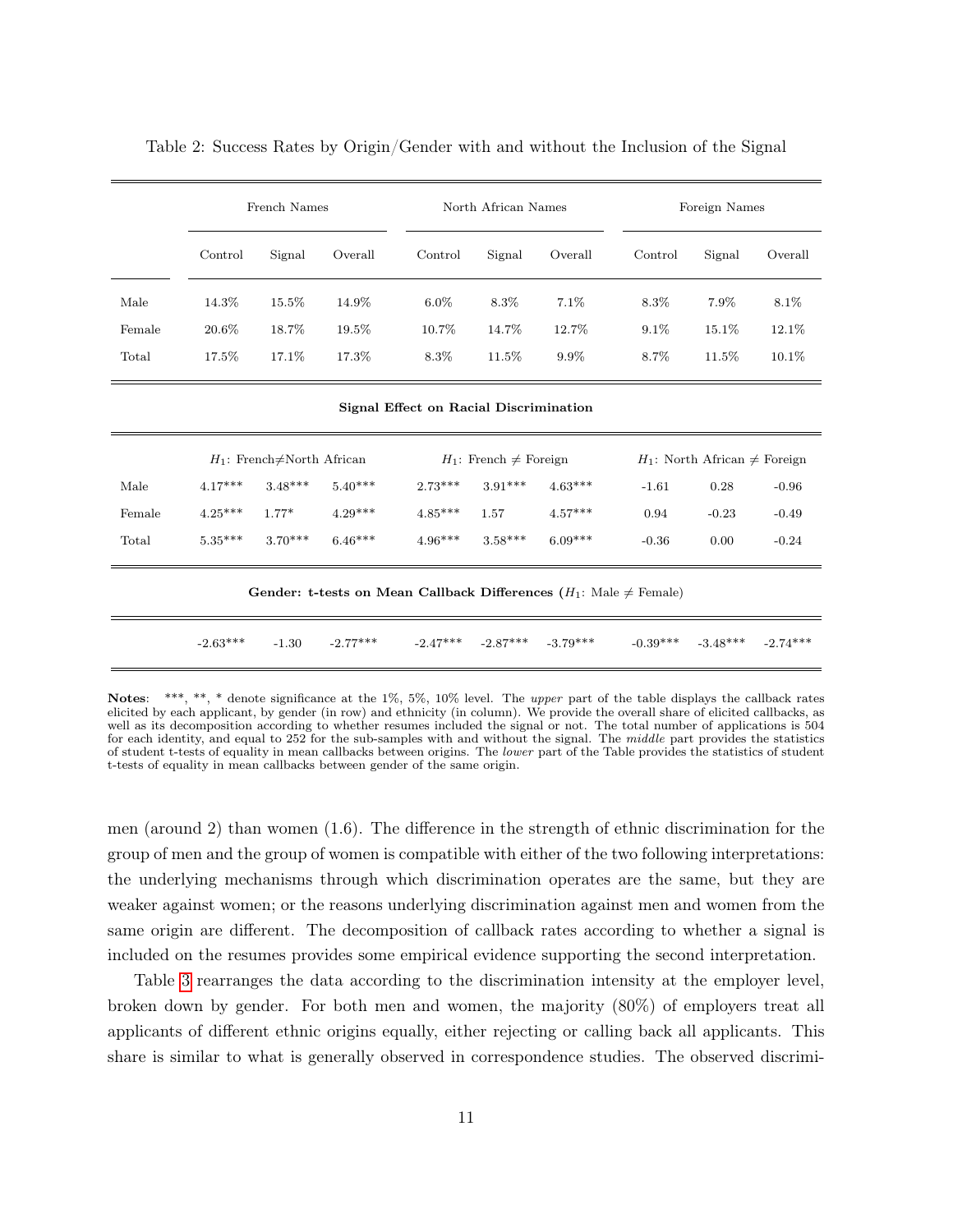Table 2: Success Rates by Origin/Gender with and without the Inclusion of the Signal

| | French Names | | | North African Names | | | Foreign Names | | |
|---|---|---|---|---|---|---|---|---|---|
| | Control | Signal | Overall | Control | Signal | Overall | Control | Signal | Overall |
| Male | 14.3% | 15.5% | 14.9% | 6.0% | 8.3% | 7.1% | 8.3% | 7.9% | 8.1% |
| Female | 20.6% | 18.7% | 19.5% | 10.7% | 14.7% | 12.7% | 9.1% | 15.1% | 12.1% |
| Total | 17.5% | 17.1% | 17.3% | 8.3% | 11.5% | 9.9% | 8.7% | 11.5% | 10.1% |
| **Signal Effect on Racial Discrimination** | | | | | | | | | |
| | $H_1$: French≠North African | | | $H_1$: French ≠ Foreign | | | $H_1$: North African ≠ Foreign | | |
| Male | 4.17*** | 3.48*** | 5.40*** | 2.73*** | 3.91*** | 4.63*** | -1.61 | 0.28 | -0.96 |
| Female | 4.25*** | 1.77* | 4.29*** | 4.85*** | 1.57 | 4.57*** | 0.94 | -0.23 | -0.49 |
| Total | 5.35*** | 3.70*** | 6.46*** | 4.96*** | 3.58*** | 6.09*** | -0.36 | 0.00 | -0.24 |
| **Gender: t-tests on Mean Callback Differences ($H_1$: Male ≠ Female)** | | | | | | | | | |
| | -2.63*** | -1.30 | -2.77*** | -2.47*** | -2.87*** | -3.79*** | -0.39*** | -3.48*** | -2.74*** |

**Notes**: ***, **, * denote significance at the 1%, 5%, 10% level. The *upper* part of the table displays the callback rates elicited by each applicant, by gender (in row) and ethnicity (in column). We provide the overall share of elicited callbacks, as well as its decomposition according to whether resumes included the signal or not. The total number of applications is 504 for each identity, and equal to 252 for the sub-samples with and without the signal. The *middle* part provides the statistics of student t-tests of equality in mean callbacks between origins. The *lower* part of the Table provides the statistics of student t-tests of equality in mean callbacks between gender of the same origin.

men (around 2) than women (1.6). The difference in the strength of ethnic discrimination for the group of men and the group of women is compatible with either of the two following interpretations: the underlying mechanisms through which discrimination operates are the same, but they are weaker against women; or the reasons underlying discrimination against men and women from the same origin are different. The decomposition of callback rates according to whether a signal is included on the resumes provides some empirical evidence supporting the second interpretation.

Table 3 rearranges the data according to the discrimination intensity at the employer level, broken down by gender. For both men and women, the majority (80%) of employers treat all applicants of different ethnic origins equally, either rejecting or calling back all applicants. This share is similar to what is generally observed in correspondence studies. The observed discrimi-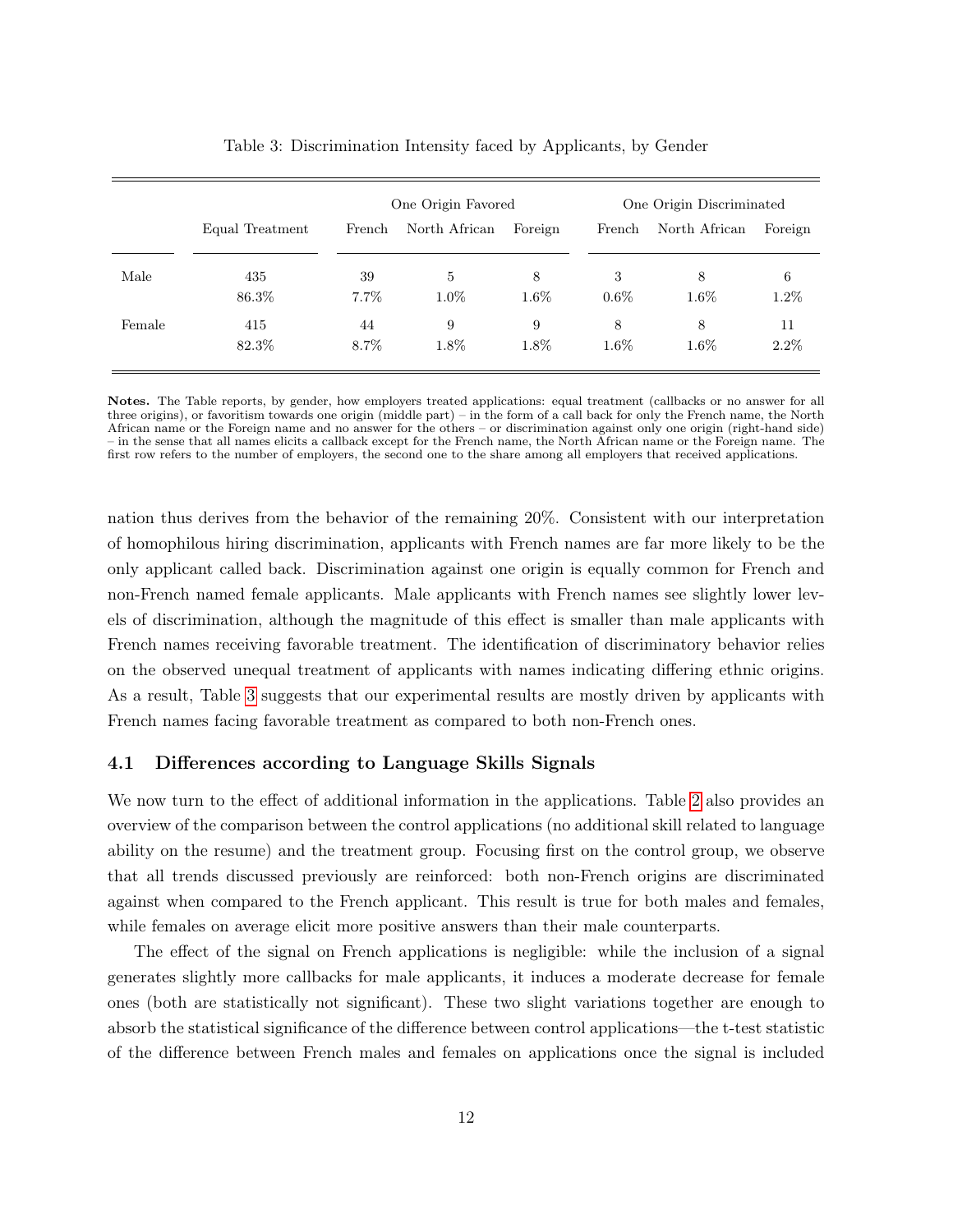Table 3: Discrimination Intensity faced by Applicants, by Gender

| | | One Origin Favored | | | One Origin Discriminated | | |
|---|---|---|---|---|---|---|---|
| | Equal Treatment | French | North African | Foreign | French | North African | Foreign |
| Male | 435 | 39 | 5 | 8 | 3 | 8 | 6 |
| | 86.3% | 7.7% | 1.0% | 1.6% | 0.6% | 1.6% | 1.2% |
| Female | 415 | 44 | 9 | 9 | 8 | 8 | 11 |
| | 82.3% | 8.7% | 1.8% | 1.8% | 1.6% | 1.6% | 2.2% |

**Notes.** The Table reports, by gender, how employers treated applications: equal treatment (callbacks or no answer for all three origins), or favoritism towards one origin (middle part) – in the form of a call back for only the French name, the North African name or the Foreign name and no answer for the others – or discrimination against only one origin (right-hand side) – in the sense that all names elicits a callback except for the French name, the North African name or the Foreign name. The first row refers to the number of employers, the second one to the share among all employers that received applications.

nation thus derives from the behavior of the remaining 20%. Consistent with our interpretation of homophilous hiring discrimination, applicants with French names are far more likely to be the only applicant called back. Discrimination against one origin is equally common for French and non-French named female applicants. Male applicants with French names see slightly lower levels of discrimination, although the magnitude of this effect is smaller than male applicants with French names receiving favorable treatment. The identification of discriminatory behavior relies on the observed unequal treatment of applicants with names indicating differing ethnic origins. As a result, Table 3 suggests that our experimental results are mostly driven by applicants with French names facing favorable treatment as compared to both non-French ones.

### 4.1 Differences according to Language Skills Signals

We now turn to the effect of additional information in the applications. Table 2 also provides an overview of the comparison between the control applications (no additional skill related to language ability on the resume) and the treatment group. Focusing first on the control group, we observe that all trends discussed previously are reinforced: both non-French origins are discriminated against when compared to the French applicant. This result is true for both males and females, while females on average elicit more positive answers than their male counterparts.

The effect of the signal on French applications is negligible: while the inclusion of a signal generates slightly more callbacks for male applicants, it induces a moderate decrease for female ones (both are statistically not significant). These two slight variations together are enough to absorb the statistical significance of the difference between control applications—the t-test statistic of the difference between French males and females on applications once the signal is included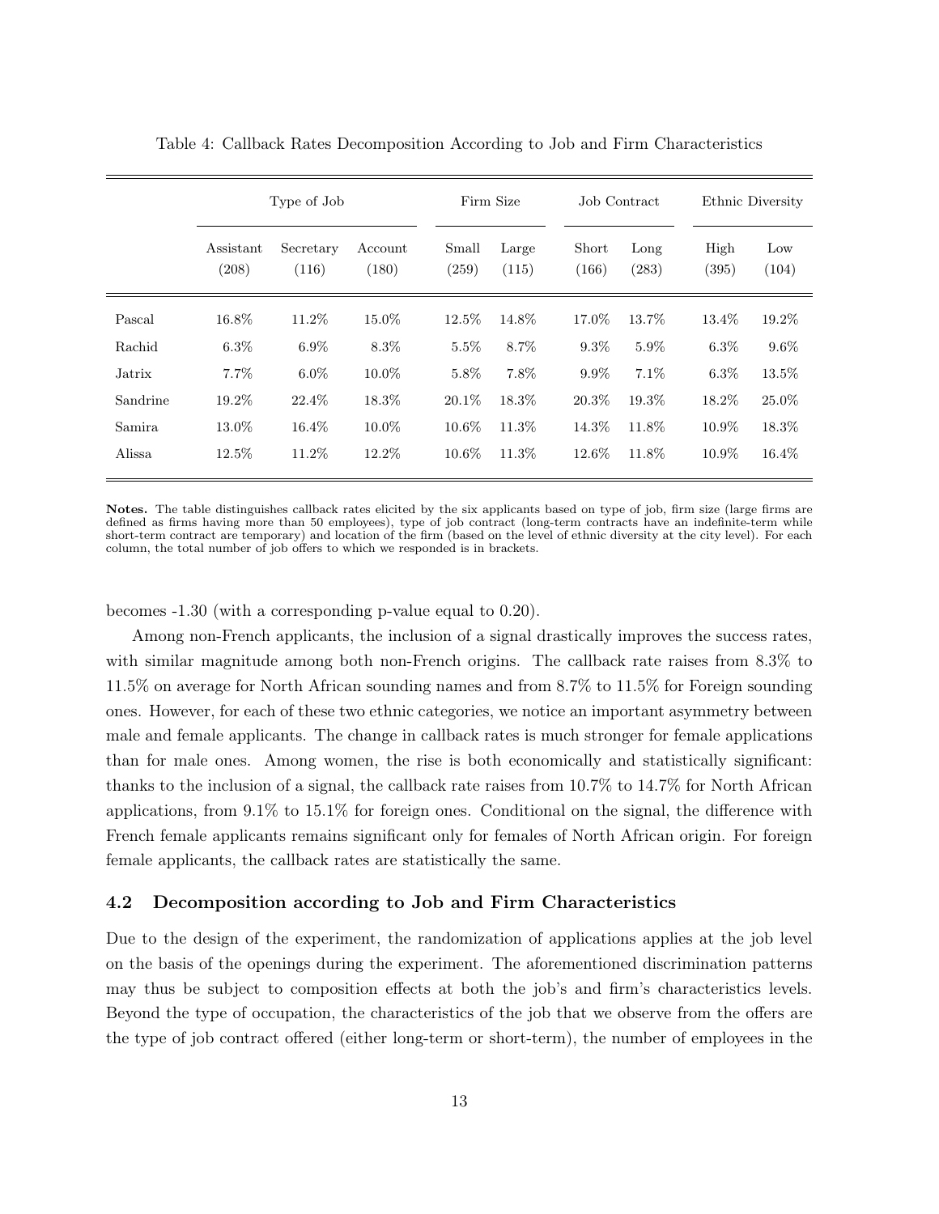Table 4: Callback Rates Decomposition According to Job and Firm Characteristics

| | Type of Job | | | Firm Size | | Job Contract | | Ethnic Diversity | |
|---|---|---|---|---|---|---|---|---|---|
| | Assistant (208) | Secretary (116) | Account (180) | Small (259) | Large (115) | Short (166) | Long (283) | High (395) | Low (104) |
| Pascal | 16.8% | 11.2% | 15.0% | 12.5% | 14.8% | 17.0% | 13.7% | 13.4% | 19.2% |
| Rachid | 6.3% | 6.9% | 8.3% | 5.5% | 8.7% | 9.3% | 5.9% | 6.3% | 9.6% |
| Jatrix | 7.7% | 6.0% | 10.0% | 5.8% | 7.8% | 9.9% | 7.1% | 6.3% | 13.5% |
| Sandrine | 19.2% | 22.4% | 18.3% | 20.1% | 18.3% | 20.3% | 19.3% | 18.2% | 25.0% |
| Samira | 13.0% | 16.4% | 10.0% | 10.6% | 11.3% | 14.3% | 11.8% | 10.9% | 18.3% |
| Alissa | 12.5% | 11.2% | 12.2% | 10.6% | 11.3% | 12.6% | 11.8% | 10.9% | 16.4% |

**Notes.** The table distinguishes callback rates elicited by the six applicants based on type of job, firm size (large firms are defined as firms having more than 50 employees), type of job contract (long-term contracts have an indefinite-term while short-term contract are temporary) and location of the firm (based on the level of ethnic diversity at the city level). For each column, the total number of job offers to which we responded is in brackets.

becomes -1.30 (with a corresponding p-value equal to 0.20).

Among non-French applicants, the inclusion of a signal drastically improves the success rates, with similar magnitude among both non-French origins. The callback rate raises from 8.3% to 11.5% on average for North African sounding names and from 8.7% to 11.5% for Foreign sounding ones. However, for each of these two ethnic categories, we notice an important asymmetry between male and female applicants. The change in callback rates is much stronger for female applications than for male ones. Among women, the rise is both economically and statistically significant: thanks to the inclusion of a signal, the callback rate raises from 10.7% to 14.7% for North African applications, from 9.1% to 15.1% for foreign ones. Conditional on the signal, the difference with French female applicants remains significant only for females of North African origin. For foreign female applicants, the callback rates are statistically the same.

### 4.2 Decomposition according to Job and Firm Characteristics

Due to the design of the experiment, the randomization of applications applies at the job level on the basis of the openings during the experiment. The aforementioned discrimination patterns may thus be subject to composition effects at both the job's and firm's characteristics levels. Beyond the type of occupation, the characteristics of the job that we observe from the offers are the type of job contract offered (either long-term or short-term), the number of employees in the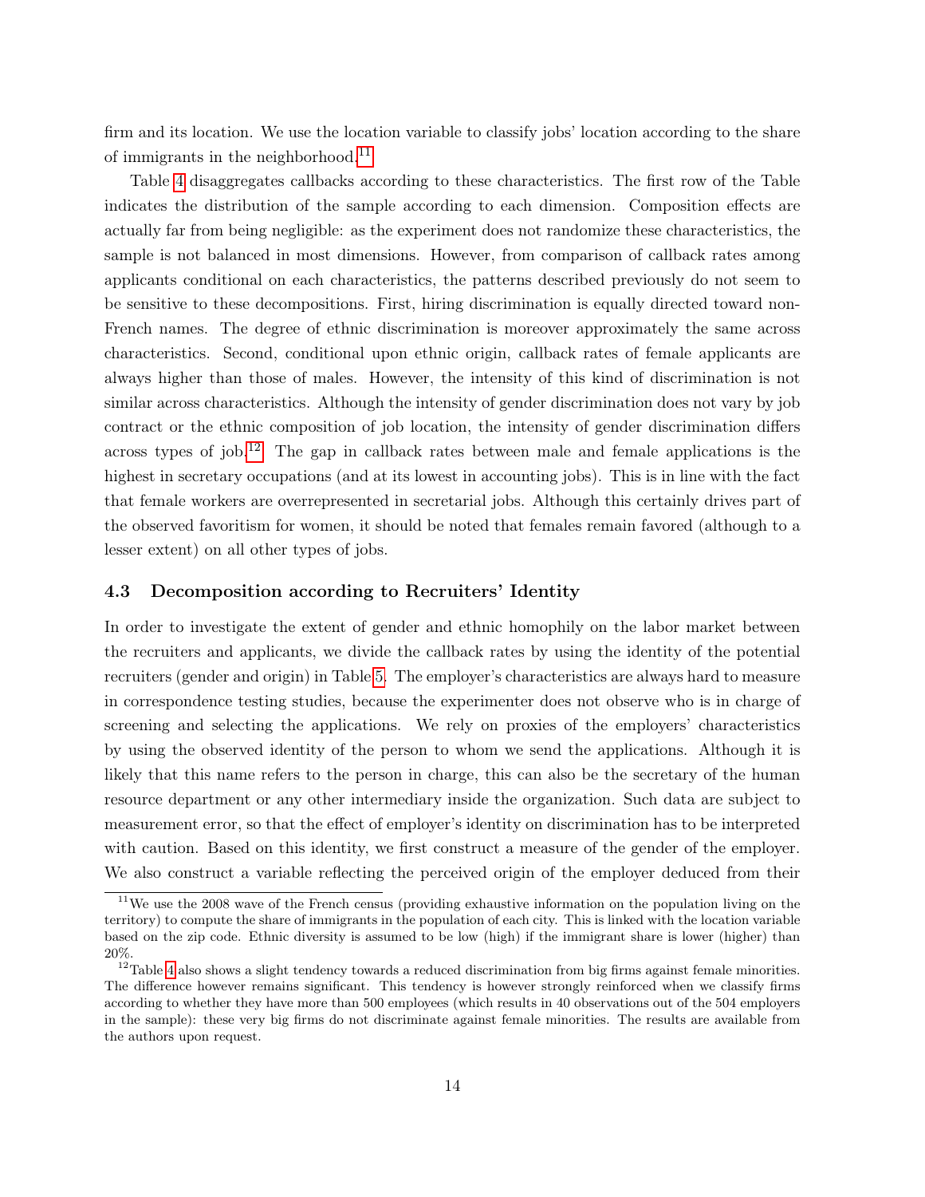firm and its location. We use the location variable to classify jobs' location according to the share of immigrants in the neighborhood.[11]

Table 4 disaggregates callbacks according to these characteristics. The first row of the Table indicates the distribution of the sample according to each dimension. Composition effects are actually far from being negligible: as the experiment does not randomize these characteristics, the sample is not balanced in most dimensions. However, from comparison of callback rates among applicants conditional on each characteristics, the patterns described previously do not seem to be sensitive to these decompositions. First, hiring discrimination is equally directed toward non-French names. The degree of ethnic discrimination is moreover approximately the same across characteristics. Second, conditional upon ethnic origin, callback rates of female applicants are always higher than those of males. However, the intensity of this kind of discrimination is not similar across characteristics. Although the intensity of gender discrimination does not vary by job contract or the ethnic composition of job location, the intensity of gender discrimination differs across types of job.[12] The gap in callback rates between male and female applications is the highest in secretary occupations (and at its lowest in accounting jobs). This is in line with the fact that female workers are overrepresented in secretarial jobs. Although this certainly drives part of the observed favoritism for women, it should be noted that females remain favored (although to a lesser extent) on all other types of jobs.

### 4.3 Decomposition according to Recruiters' Identity

In order to investigate the extent of gender and ethnic homophily on the labor market between the recruiters and applicants, we divide the callback rates by using the identity of the potential recruiters (gender and origin) in Table 5. The employer's characteristics are always hard to measure in correspondence testing studies, because the experimenter does not observe who is in charge of screening and selecting the applications. We rely on proxies of the employers' characteristics by using the observed identity of the person to whom we send the applications. Although it is likely that this name refers to the person in charge, this can also be the secretary of the human resource department or any other intermediary inside the organization. Such data are subject to measurement error, so that the effect of employer's identity on discrimination has to be interpreted with caution. Based on this identity, we first construct a measure of the gender of the employer. We also construct a variable reflecting the perceived origin of the employer deduced from their

[11] We use the 2008 wave of the French census (providing exhaustive information on the population living on the territory) to compute the share of immigrants in the population of each city. This is linked with the location variable based on the zip code. Ethnic diversity is assumed to be low (high) if the immigrant share is lower (higher) than 20%.

[12] Table 4 also shows a slight tendency towards a reduced discrimination from big firms against female minorities. The difference however remains significant. This tendency is however strongly reinforced when we classify firms according to whether they have more than 500 employees (which results in 40 observations out of the 504 employers in the sample): these very big firms do not discriminate against female minorities. The results are available from the authors upon request.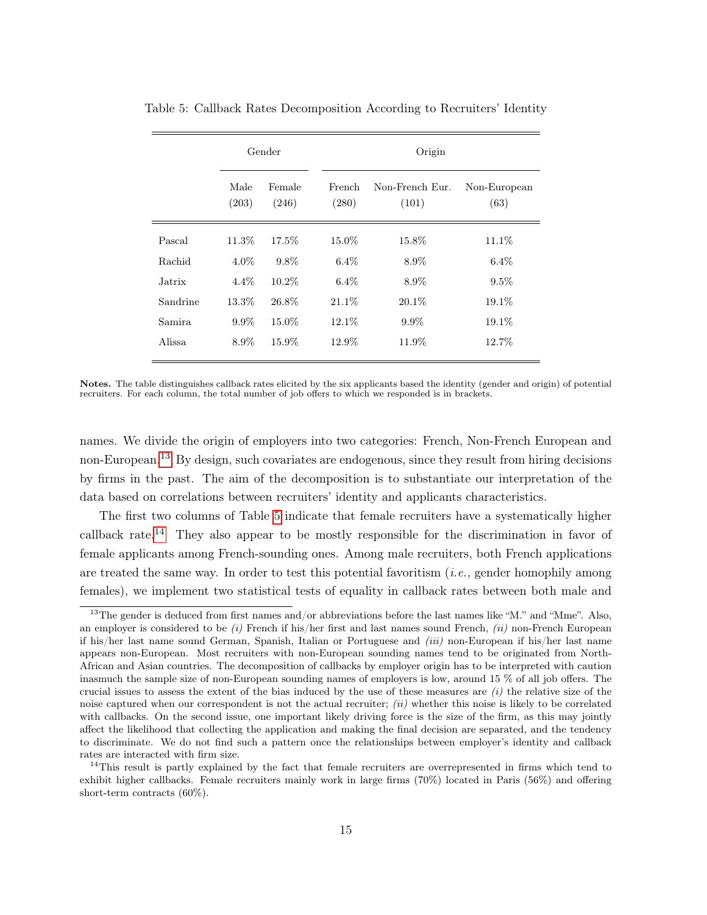Table 5: Callback Rates Decomposition According to Recruiters' Identity

| | Gender | | Origin | | |
|---|---|---|---|---|---|
| | Male (203) | Female (246) | French (280) | Non-French Eur. (101) | Non-European (63) |
| Pascal | 11.3% | 17.5% | 15.0% | 15.8% | 11.1% |
| Rachid | 4.0% | 9.8% | 6.4% | 8.9% | 6.4% |
| Jatrix | 4.4% | 10.2% | 6.4% | 8.9% | 9.5% |
| Sandrine | 13.3% | 26.8% | 21.1% | 20.1% | 19.1% |
| Samira | 9.9% | 15.0% | 12.1% | 9.9% | 19.1% |
| Alissa | 8.9% | 15.9% | 12.9% | 11.9% | 12.7% |

**Notes.** The table distinguishes callback rates elicited by the six applicants based the identity (gender and origin) of potential recruiters. For each column, the total number of job offers to which we responded is in brackets.

names. We divide the origin of employers into two categories: French, Non-French European and non-European.[13] By design, such covariates are endogenous, since they result from hiring decisions by firms in the past. The aim of the decomposition is to substantiate our interpretation of the data based on correlations between recruiters' identity and applicants characteristics.

The first two columns of Table 5 indicate that female recruiters have a systematically higher callback rate.[14] They also appear to be mostly responsible for the discrimination in favor of female applicants among French-sounding ones. Among male recruiters, both French applications are treated the same way. In order to test this potential favoritism (*i.e.,* gender homophily among females), we implement two statistical tests of equality in callback rates between both male and

[13] The gender is deduced from first names and/or abbreviations before the last names like "M." and "Mme". Also, an employer is considered to be *(i)* French if his/her first and last names sound French, *(ii)* non-French European if his/her last name sound German, Spanish, Italian or Portuguese and *(iii)* non-European if his/her last name appears non-European. Most recruiters with non-European sounding names tend to be originated from North-African and Asian countries. The decomposition of callbacks by employer origin has to be interpreted with caution inasmuch the sample size of non-European sounding names of employers is low, around 15 % of all job offers. The crucial issues to assess the extent of the bias induced by the use of these measures are *(i)* the relative size of the noise captured when our correspondent is not the actual recruiter; *(ii)* whether this noise is likely to be correlated with callbacks. On the second issue, one important likely driving force is the size of the firm, as this may jointly affect the likelihood that collecting the application and making the final decision are separated, and the tendency to discriminate. We do not find such a pattern once the relationships between employer's identity and callback rates are interacted with firm size.

[14] This result is partly explained by the fact that female recruiters are overrepresented in firms which tend to exhibit higher callbacks. Female recruiters mainly work in large firms (70%) located in Paris (56%) and offering short-term contracts (60%).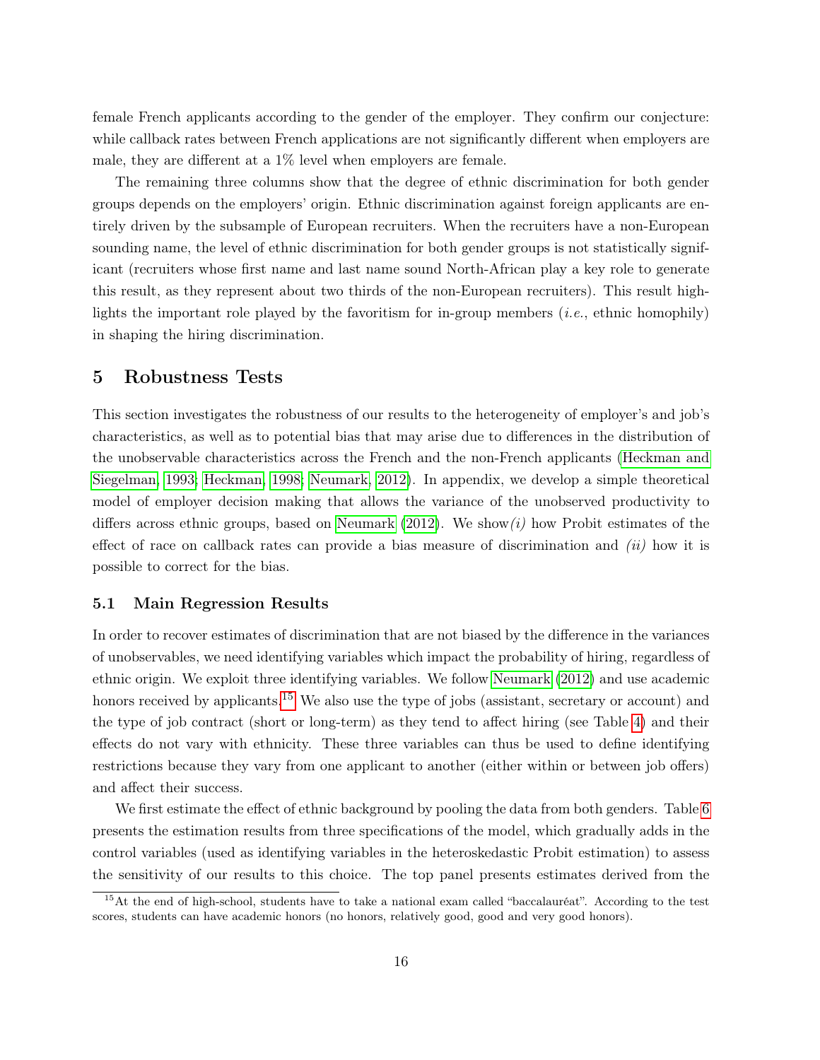female French applicants according to the gender of the employer. They confirm our conjecture: while callback rates between French applications are not significantly different when employers are male, they are different at a 1% level when employers are female.

The remaining three columns show that the degree of ethnic discrimination for both gender groups depends on the employers' origin. Ethnic discrimination against foreign applicants are entirely driven by the subsample of European recruiters. When the recruiters have a non-European sounding name, the level of ethnic discrimination for both gender groups is not statistically significant (recruiters whose first name and last name sound North-African play a key role to generate this result, as they represent about two thirds of the non-European recruiters). This result highlights the important role played by the favoritism for in-group members (*i.e.*, ethnic homophily) in shaping the hiring discrimination.

# 5 Robustness Tests

This section investigates the robustness of our results to the heterogeneity of employer's and job's characteristics, as well as to potential bias that may arise due to differences in the distribution of the unobservable characteristics across the French and the non-French applicants (Heckman and Siegelman, 1993; Heckman, 1998; Neumark, 2012). In appendix, we develop a simple theoretical model of employer decision making that allows the variance of the unobserved productivity to differs across ethnic groups, based on Neumark (2012). We show *(i)* how Probit estimates of the effect of race on callback rates can provide a bias measure of discrimination and *(ii)* how it is possible to correct for the bias.

## 5.1 Main Regression Results

In order to recover estimates of discrimination that are not biased by the difference in the variances of unobservables, we need identifying variables which impact the probability of hiring, regardless of ethnic origin. We exploit three identifying variables. We follow Neumark (2012) and use academic honors received by applicants.[15] We also use the type of jobs (assistant, secretary or account) and the type of job contract (short or long-term) as they tend to affect hiring (see Table 4) and their effects do not vary with ethnicity. These three variables can thus be used to define identifying restrictions because they vary from one applicant to another (either within or between job offers) and affect their success.

We first estimate the effect of ethnic background by pooling the data from both genders. Table 6 presents the estimation results from three specifications of the model, which gradually adds in the control variables (used as identifying variables in the heteroskedastic Probit estimation) to assess the sensitivity of our results to this choice. The top panel presents estimates derived from the

[15] At the end of high-school, students have to take a national exam called "baccalauréat". According to the test scores, students can have academic honors (no honors, relatively good, good and very good honors).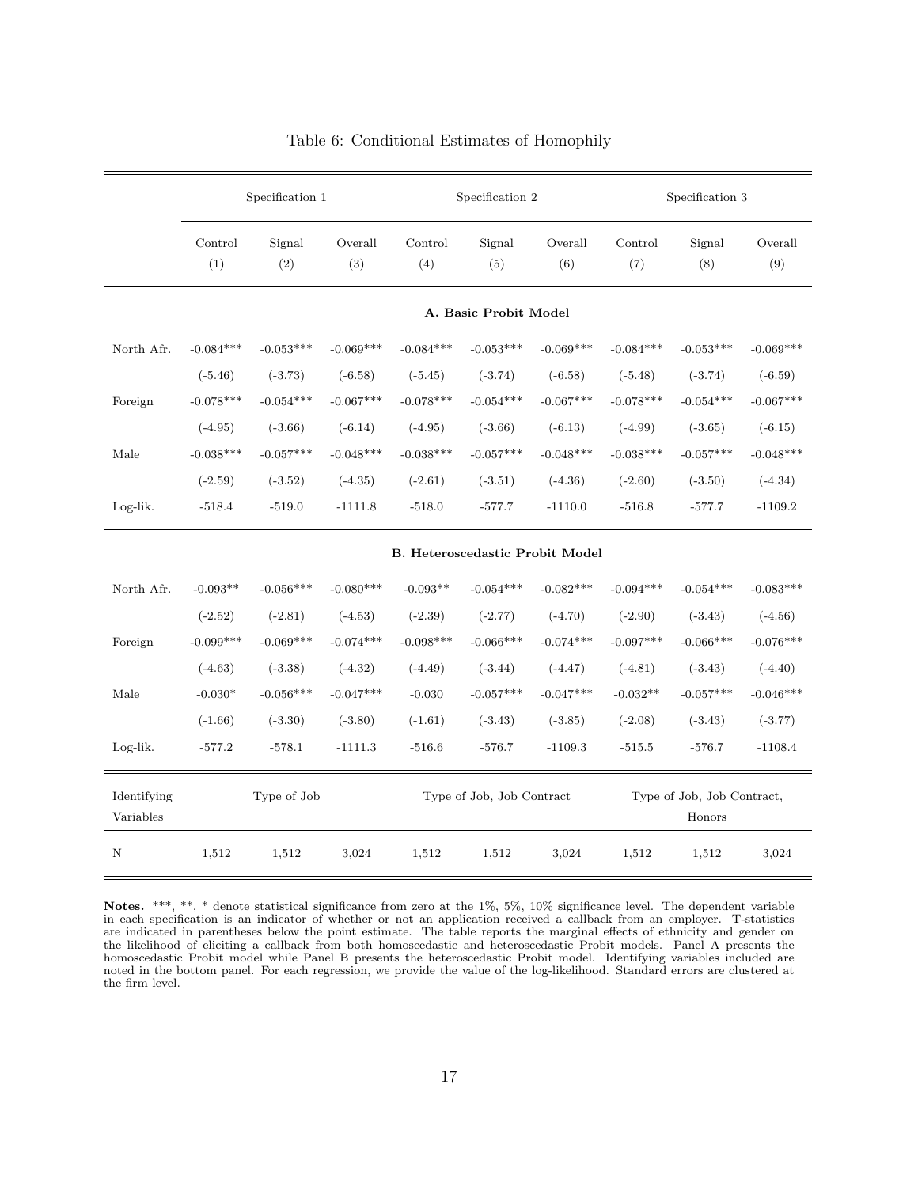Table 6: Conditional Estimates of Homophily

| | Specification 1 | | | Specification 2 | | | Specification 3 | | |
|---|---|---|---|---|---|---|---|---|---|
| | Control (1) | Signal (2) | Overall (3) | Control (4) | Signal (5) | Overall (6) | Control (7) | Signal (8) | Overall (9) |
| **A. Basic Probit Model** | | | | | | | | | |
| North Afr. | -0.084*** | -0.053*** | -0.069*** | -0.084*** | -0.053*** | -0.069*** | -0.084*** | -0.053*** | -0.069*** |
| | (-5.46) | (-3.73) | (-6.58) | (-5.45) | (-3.74) | (-6.58) | (-5.48) | (-3.74) | (-6.59) |
| Foreign | -0.078*** | -0.054*** | -0.067*** | -0.078*** | -0.054*** | -0.067*** | -0.078*** | -0.054*** | -0.067*** |
| | (-4.95) | (-3.66) | (-6.14) | (-4.95) | (-3.66) | (-6.13) | (-4.99) | (-3.65) | (-6.15) |
| Male | -0.038*** | -0.057*** | -0.048*** | -0.038*** | -0.057*** | -0.048*** | -0.038*** | -0.057*** | -0.048*** |
| | (-2.59) | (-3.52) | (-4.35) | (-2.61) | (-3.51) | (-4.36) | (-2.60) | (-3.50) | (-4.34) |
| Log-lik. | -518.4 | -519.0 | -1111.8 | -518.0 | -577.7 | -1110.0 | -516.8 | -577.7 | -1109.2 |
| **B. Heteroscedastic Probit Model** | | | | | | | | | |
| North Afr. | -0.093** | -0.056*** | -0.080*** | -0.093** | -0.054*** | -0.082*** | -0.094*** | -0.054*** | -0.083*** |
| | (-2.52) | (-2.81) | (-4.53) | (-2.39) | (-2.77) | (-4.70) | (-2.90) | (-3.43) | (-4.56) |
| Foreign | -0.099*** | -0.069*** | -0.074*** | -0.098*** | -0.066*** | -0.074*** | -0.097*** | -0.066*** | -0.076*** |
| | (-4.63) | (-3.38) | (-4.32) | (-4.49) | (-3.44) | (-4.47) | (-4.81) | (-3.43) | (-4.40) |
| Male | -0.030* | -0.056*** | -0.047*** | -0.030 | -0.057*** | -0.047*** | -0.032** | -0.057*** | -0.046*** |
| | (-1.66) | (-3.30) | (-3.80) | (-1.61) | (-3.43) | (-3.85) | (-2.08) | (-3.43) | (-3.77) |
| Log-lik. | -577.2 | -578.1 | -1111.3 | -516.6 | -576.7 | -1109.3 | -515.5 | -576.7 | -1108.4 |
| Identifying Variables | Type of Job | | | Type of Job, Job Contract | | | Type of Job, Job Contract, Honors | | |
| N | 1,512 | 1,512 | 3,024 | 1,512 | 1,512 | 3,024 | 1,512 | 1,512 | 3,024 |

**Notes.** ***, **, * denote statistical significance from zero at the 1%, 5%, 10% significance level. The dependent variable in each specification is an indicator of whether or not an application received a callback from an employer. T-statistics are indicated in parentheses below the point estimate. The table reports the marginal effects of ethnicity and gender on the likelihood of eliciting a callback from both homoscedastic and heteroscedastic Probit models. Panel A presents the homoscedastic Probit model while Panel B presents the heteroscedastic Probit model. Identifying variables included are noted in the bottom panel. For each regression, we provide the value of the log-likelihood. Standard errors are clustered at the firm level.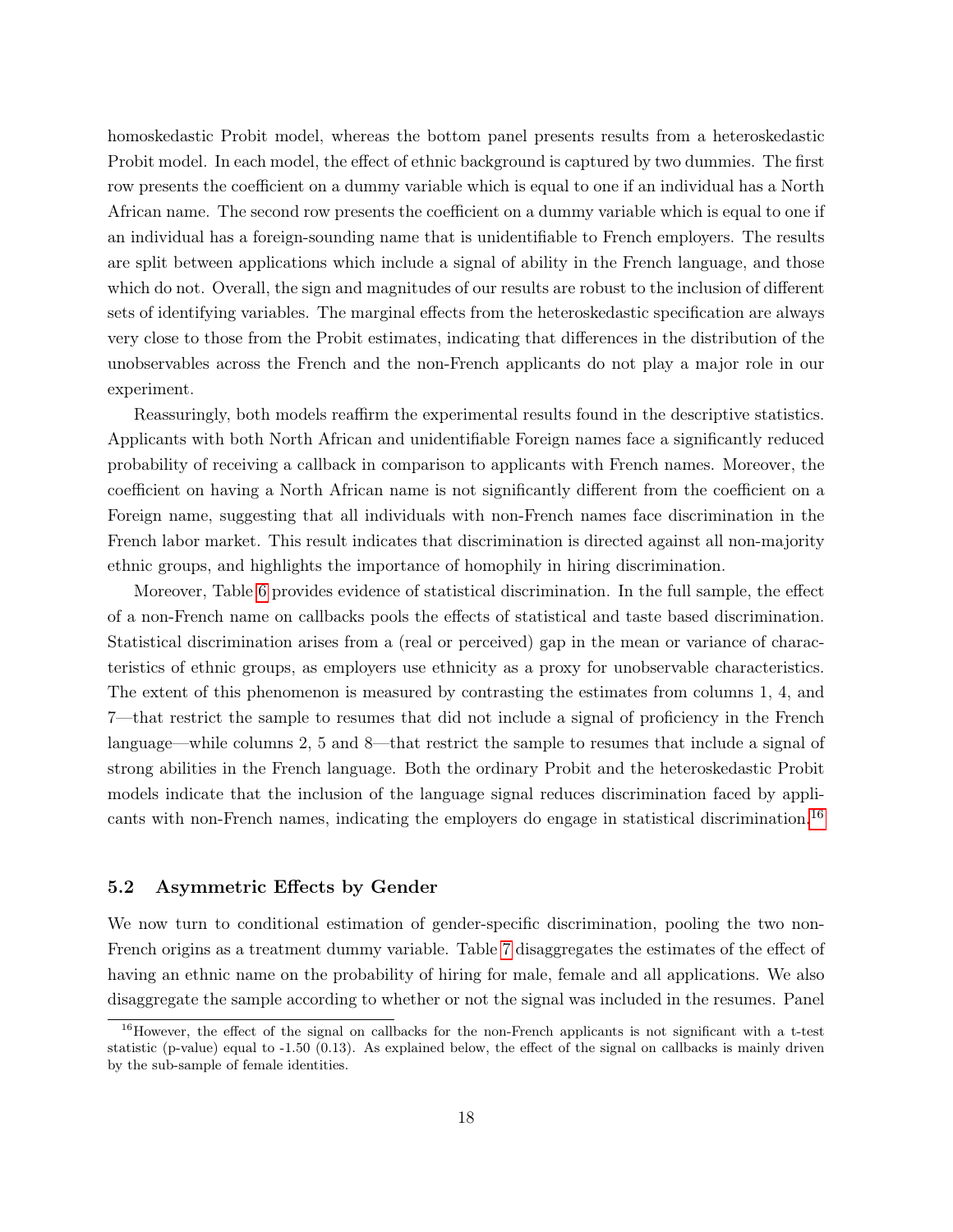homoskedastic Probit model, whereas the bottom panel presents results from a heteroskedastic Probit model. In each model, the effect of ethnic background is captured by two dummies. The first row presents the coefficient on a dummy variable which is equal to one if an individual has a North African name. The second row presents the coefficient on a dummy variable which is equal to one if an individual has a foreign-sounding name that is unidentifiable to French employers. The results are split between applications which include a signal of ability in the French language, and those which do not. Overall, the sign and magnitudes of our results are robust to the inclusion of different sets of identifying variables. The marginal effects from the heteroskedastic specification are always very close to those from the Probit estimates, indicating that differences in the distribution of the unobservables across the French and the non-French applicants do not play a major role in our experiment.

Reassuringly, both models reaffirm the experimental results found in the descriptive statistics. Applicants with both North African and unidentifiable Foreign names face a significantly reduced probability of receiving a callback in comparison to applicants with French names. Moreover, the coefficient on having a North African name is not significantly different from the coefficient on a Foreign name, suggesting that all individuals with non-French names face discrimination in the French labor market. This result indicates that discrimination is directed against all non-majority ethnic groups, and highlights the importance of homophily in hiring discrimination.

Moreover, Table 6 provides evidence of statistical discrimination. In the full sample, the effect of a non-French name on callbacks pools the effects of statistical and taste based discrimination. Statistical discrimination arises from a (real or perceived) gap in the mean or variance of characteristics of ethnic groups, as employers use ethnicity as a proxy for unobservable characteristics. The extent of this phenomenon is measured by contrasting the estimates from columns 1, 4, and 7—that restrict the sample to resumes that did not include a signal of proficiency in the French language—while columns 2, 5 and 8—that restrict the sample to resumes that include a signal of strong abilities in the French language. Both the ordinary Probit and the heteroskedastic Probit models indicate that the inclusion of the language signal reduces discrimination faced by applicants with non-French names, indicating the employers do engage in statistical discrimination.[16]

## 5.2 Asymmetric Effects by Gender

We now turn to conditional estimation of gender-specific discrimination, pooling the two non-French origins as a treatment dummy variable. Table 7 disaggregates the estimates of the effect of having an ethnic name on the probability of hiring for male, female and all applications. We also disaggregate the sample according to whether or not the signal was included in the resumes. Panel

[16] However, the effect of the signal on callbacks for the non-French applicants is not significant with a t-test statistic (p-value) equal to -1.50 (0.13). As explained below, the effect of the signal on callbacks is mainly driven by the sub-sample of female identities.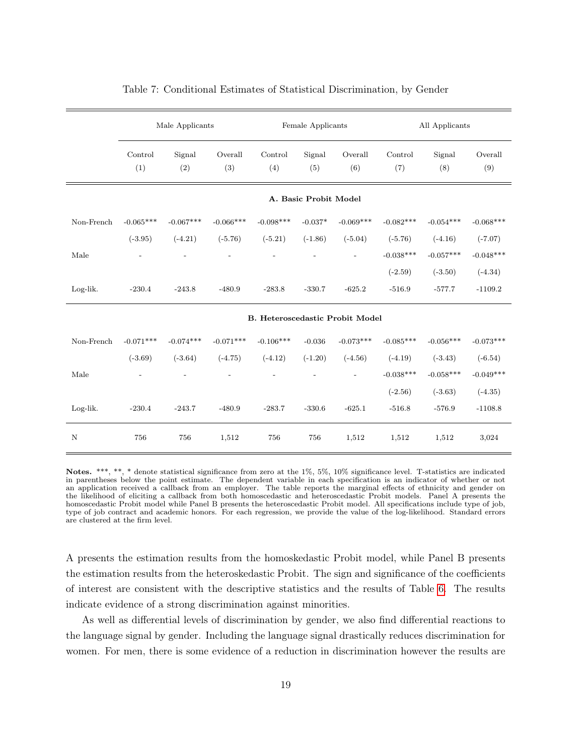Table 7: Conditional Estimates of Statistical Discrimination, by Gender

| | Male Applicants | | | Female Applicants | | | All Applicants | | |
|---|---|---|---|---|---|---|---|---|---|
| | Control (1) | Signal (2) | Overall (3) | Control (4) | Signal (5) | Overall (6) | Control (7) | Signal (8) | Overall (9) |
| | | | | **A. Basic Probit Model** | | | | | |
| Non-French | -0.065*** | -0.067*** | -0.066*** | -0.098*** | -0.037* | -0.069*** | -0.082*** | -0.054*** | -0.068*** |
| | (-3.95) | (-4.21) | (-5.76) | (-5.21) | (-1.86) | (-5.04) | (-5.76) | (-4.16) | (-7.07) |
| Male | - | - | - | - | - | - | -0.038*** | -0.057*** | -0.048*** |
| | | | | | | | (-2.59) | (-3.50) | (-4.34) |
| Log-lik. | -230.4 | -243.8 | -480.9 | -283.8 | -330.7 | -625.2 | -516.9 | -577.7 | -1109.2 |
| | | | | **B. Heteroscedastic Probit Model** | | | | | |
| Non-French | -0.071*** | -0.074*** | -0.071*** | -0.106*** | -0.036 | -0.073*** | -0.085*** | -0.056*** | -0.073*** |
| | (-3.69) | (-3.64) | (-4.75) | (-4.12) | (-1.20) | (-4.56) | (-4.19) | (-3.43) | (-6.54) |
| Male | - | - | - | - | - | - | -0.038*** | -0.058*** | -0.049*** |
| | | | | | | | (-2.56) | (-3.63) | (-4.35) |
| Log-lik. | -230.4 | -243.7 | -480.9 | -283.7 | -330.6 | -625.1 | -516.8 | -576.9 | -1108.8 |
| N | 756 | 756 | 1,512 | 756 | 756 | 1,512 | 1,512 | 1,512 | 3,024 |

**Notes.** ***, **, * denote statistical significance from zero at the 1%, 5%, 10% significance level. T-statistics are indicated in parentheses below the point estimate. The dependent variable in each specification is an indicator of whether or not an application received a callback from an employer. The table reports the marginal effects of ethnicity and gender on the likelihood of eliciting a callback from both homoscedastic and heteroscedastic Probit models. Panel A presents the homoscedastic Probit model while Panel B presents the heteroscedastic Probit model. All specifications include type of job, type of job contract and academic honors. For each regression, we provide the value of the log-likelihood. Standard errors are clustered at the firm level.

A presents the estimation results from the homoskedastic Probit model, while Panel B presents the estimation results from the heteroskedastic Probit. The sign and significance of the coefficients of interest are consistent with the descriptive statistics and the results of Table 6. The results indicate evidence of a strong discrimination against minorities.

As well as differential levels of discrimination by gender, we also find differential reactions to the language signal by gender. Including the language signal drastically reduces discrimination for women. For men, there is some evidence of a reduction in discrimination however the results are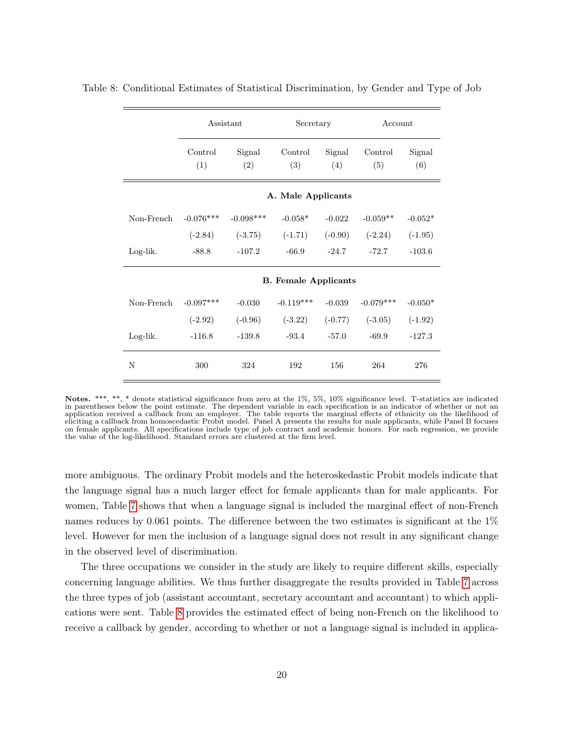Table 8: Conditional Estimates of Statistical Discrimination, by Gender and Type of Job

| | Assistant | | Secretary | | Account | |
|---|---|---|---|---|---|---|
| | Control (1) | Signal (2) | Control (3) | Signal (4) | Control (5) | Signal (6) |
| | **A. Male Applicants** | | | | | |
| Non-French | -0.076*** | -0.098*** | -0.058* | -0.022 | -0.059** | -0.052* |
| | (-2.84) | (-3.75) | (-1.71) | (-0.90) | (-2.24) | (-1.95) |
| Log-lik. | -88.8 | -107.2 | -66.9 | -24.7 | -72.7 | -103.6 |
| | **B. Female Applicants** | | | | | |
| Non-French | -0.097*** | -0.030 | -0.119*** | -0.039 | -0.079*** | -0.050* |
| | (-2.92) | (-0.96) | (-3.22) | (-0.77) | (-3.05) | (-1.92) |
| Log-lik. | -116.8 | -139.8 | -93.4 | -57.0 | -69.9 | -127.3 |
| N | 300 | 324 | 192 | 156 | 264 | 276 |

**Notes.** ***, **, * denote statistical significance from zero at the 1%, 5%, 10% significance level. T-statistics are indicated in parentheses below the point estimate. The dependent variable in each specification is an indicator of whether or not an application received a callback from an employer. The table reports the marginal effects of ethnicity on the likelihood of eliciting a callback from homoscedastic Probit model. Panel A presents the results for male applicants, while Panel B focuses on female applicants. All specifications include type of job contract and academic honors. For each regression, we provide the value of the log-likelihood. Standard errors are clustered at the firm level.

more ambiguous. The ordinary Probit models and the heteroskedastic Probit models indicate that the language signal has a much larger effect for female applicants than for male applicants. For women, Table 7 shows that when a language signal is included the marginal effect of non-French names reduces by 0.061 points. The difference between the two estimates is significant at the 1% level. However for men the inclusion of a language signal does not result in any significant change in the observed level of discrimination.

The three occupations we consider in the study are likely to require different skills, especially concerning language abilities. We thus further disaggregate the results provided in Table 7 across the three types of job (assistant accountant, secretary accountant and accountant) to which applications were sent. Table 8 provides the estimated effect of being non-French on the likelihood to receive a callback by gender, according to whether or not a language signal is included in applica-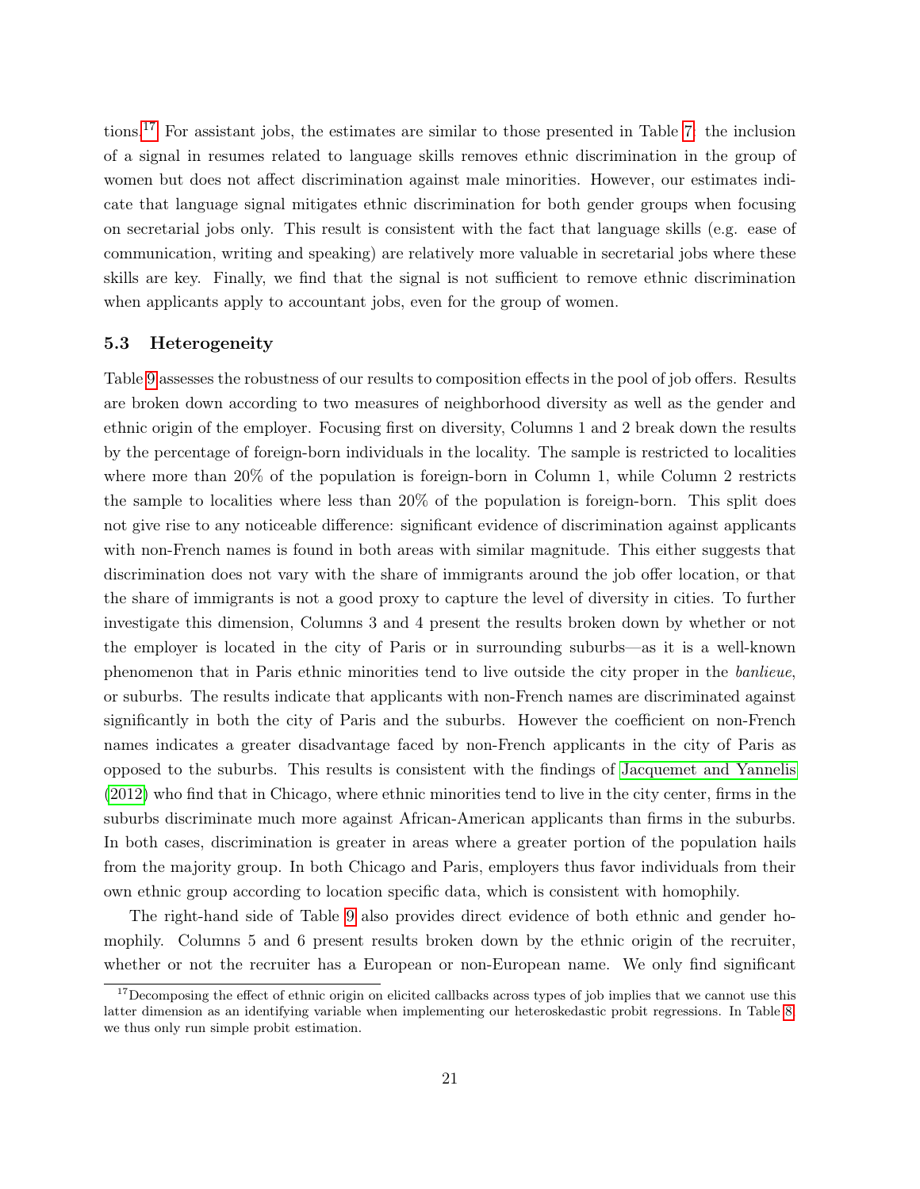tions.[17] For assistant jobs, the estimates are similar to those presented in Table 7: the inclusion of a signal in resumes related to language skills removes ethnic discrimination in the group of women but does not affect discrimination against male minorities. However, our estimates indicate that language signal mitigates ethnic discrimination for both gender groups when focusing on secretarial jobs only. This result is consistent with the fact that language skills (e.g. ease of communication, writing and speaking) are relatively more valuable in secretarial jobs where these skills are key. Finally, we find that the signal is not sufficient to remove ethnic discrimination when applicants apply to accountant jobs, even for the group of women.

### 5.3 Heterogeneity

Table 9 assesses the robustness of our results to composition effects in the pool of job offers. Results are broken down according to two measures of neighborhood diversity as well as the gender and ethnic origin of the employer. Focusing first on diversity, Columns 1 and 2 break down the results by the percentage of foreign-born individuals in the locality. The sample is restricted to localities where more than 20% of the population is foreign-born in Column 1, while Column 2 restricts the sample to localities where less than 20% of the population is foreign-born. This split does not give rise to any noticeable difference: significant evidence of discrimination against applicants with non-French names is found in both areas with similar magnitude. This either suggests that discrimination does not vary with the share of immigrants around the job offer location, or that the share of immigrants is not a good proxy to capture the level of diversity in cities. To further investigate this dimension, Columns 3 and 4 present the results broken down by whether or not the employer is located in the city of Paris or in surrounding suburbs—as it is a well-known phenomenon that in Paris ethnic minorities tend to live outside the city proper in the *banlieue*, or suburbs. The results indicate that applicants with non-French names are discriminated against significantly in both the city of Paris and the suburbs. However the coefficient on non-French names indicates a greater disadvantage faced by non-French applicants in the city of Paris as opposed to the suburbs. This results is consistent with the findings of Jacquemet and Yannelis (2012) who find that in Chicago, where ethnic minorities tend to live in the city center, firms in the suburbs discriminate much more against African-American applicants than firms in the suburbs. In both cases, discrimination is greater in areas where a greater portion of the population hails from the majority group. In both Chicago and Paris, employers thus favor individuals from their own ethnic group according to location specific data, which is consistent with homophily.

The right-hand side of Table 9 also provides direct evidence of both ethnic and gender homophily. Columns 5 and 6 present results broken down by the ethnic origin of the recruiter, whether or not the recruiter has a European or non-European name. We only find significant

[17] Decomposing the effect of ethnic origin on elicited callbacks across types of job implies that we cannot use this latter dimension as an identifying variable when implementing our heteroskedastic probit regressions. In Table 8 we thus only run simple probit estimation.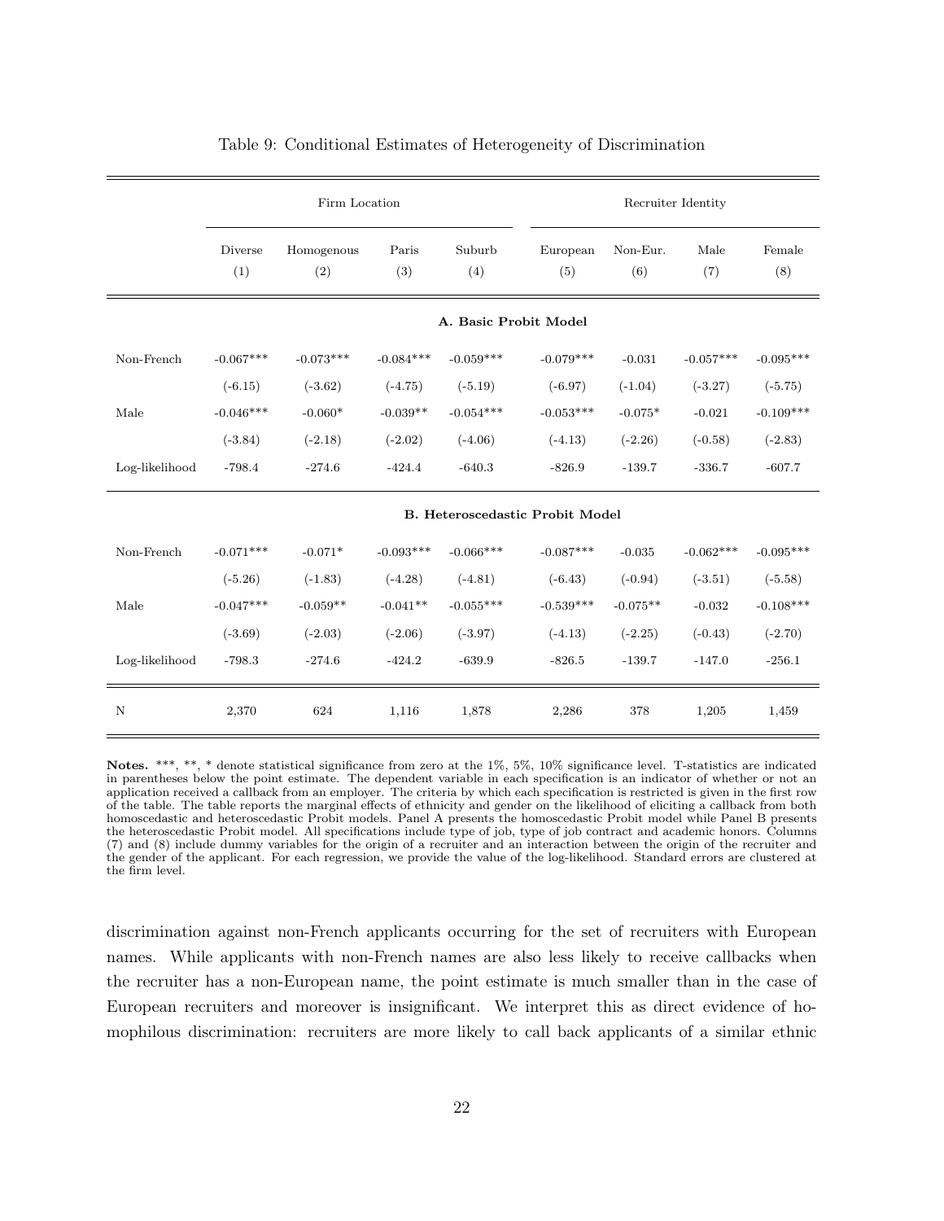Table 9: Conditional Estimates of Heterogeneity of Discrimination

| | Firm Location | | | | Recruiter Identity | | | |
|---|---|---|---|---|---|---|---|---|
| | Diverse (1) | Homogenous (2) | Paris (3) | Suburb (4) | European (5) | Non-Eur. (6) | Male (7) | Female (8) |
| | **A. Basic Probit Model** | | | | | | | |
| Non-French | -0.067*** | -0.073*** | -0.084*** | -0.059*** | -0.079*** | -0.031 | -0.057*** | -0.095*** |
| | (-6.15) | (-3.62) | (-4.75) | (-5.19) | (-6.97) | (-1.04) | (-3.27) | (-5.75) |
| Male | -0.046*** | -0.060* | -0.039** | -0.054*** | -0.053*** | -0.075* | -0.021 | -0.109*** |
| | (-3.84) | (-2.18) | (-2.02) | (-4.06) | (-4.13) | (-2.26) | (-0.58) | (-2.83) |
| Log-likelihood | -798.4 | -274.6 | -424.4 | -640.3 | -826.9 | -139.7 | -336.7 | -607.7 |
| | **B. Heteroscedastic Probit Model** | | | | | | | |
| Non-French | -0.071*** | -0.071* | -0.093*** | -0.066*** | -0.087*** | -0.035 | -0.062*** | -0.095*** |
| | (-5.26) | (-1.83) | (-4.28) | (-4.81) | (-6.43) | (-0.94) | (-3.51) | (-5.58) |
| Male | -0.047*** | -0.059** | -0.041** | -0.055*** | -0.539*** | -0.075** | -0.032 | -0.108*** |
| | (-3.69) | (-2.03) | (-2.06) | (-3.97) | (-4.13) | (-2.25) | (-0.43) | (-2.70) |
| Log-likelihood | -798.3 | -274.6 | -424.2 | -639.9 | -826.5 | -139.7 | -147.0 | -256.1 |
| N | 2,370 | 624 | 1,116 | 1,878 | 2,286 | 378 | 1,205 | 1,459 |

**Notes.** ***, **, * denote statistical significance from zero at the 1%, 5%, 10% significance level. T-statistics are indicated in parentheses below the point estimate. The dependent variable in each specification is an indicator of whether or not an application received a callback from an employer. The criteria by which each specification is restricted is given in the first row of the table. The table reports the marginal effects of ethnicity and gender on the likelihood of eliciting a callback from both homoscedastic and heteroscedastic Probit models. Panel A presents the homoscedastic Probit model while Panel B presents the heteroscedastic Probit model. All specifications include type of job, type of job contract and academic honors. Columns (7) and (8) include dummy variables for the origin of a recruiter and an interaction between the origin of the recruiter and the gender of the applicant. For each regression, we provide the value of the log-likelihood. Standard errors are clustered at the firm level.

discrimination against non-French applicants occurring for the set of recruiters with European names. While applicants with non-French names are also less likely to receive callbacks when the recruiter has a non-European name, the point estimate is much smaller than in the case of European recruiters and moreover is insignificant. We interpret this as direct evidence of homophilous discrimination: recruiters are more likely to call back applicants of a similar ethnic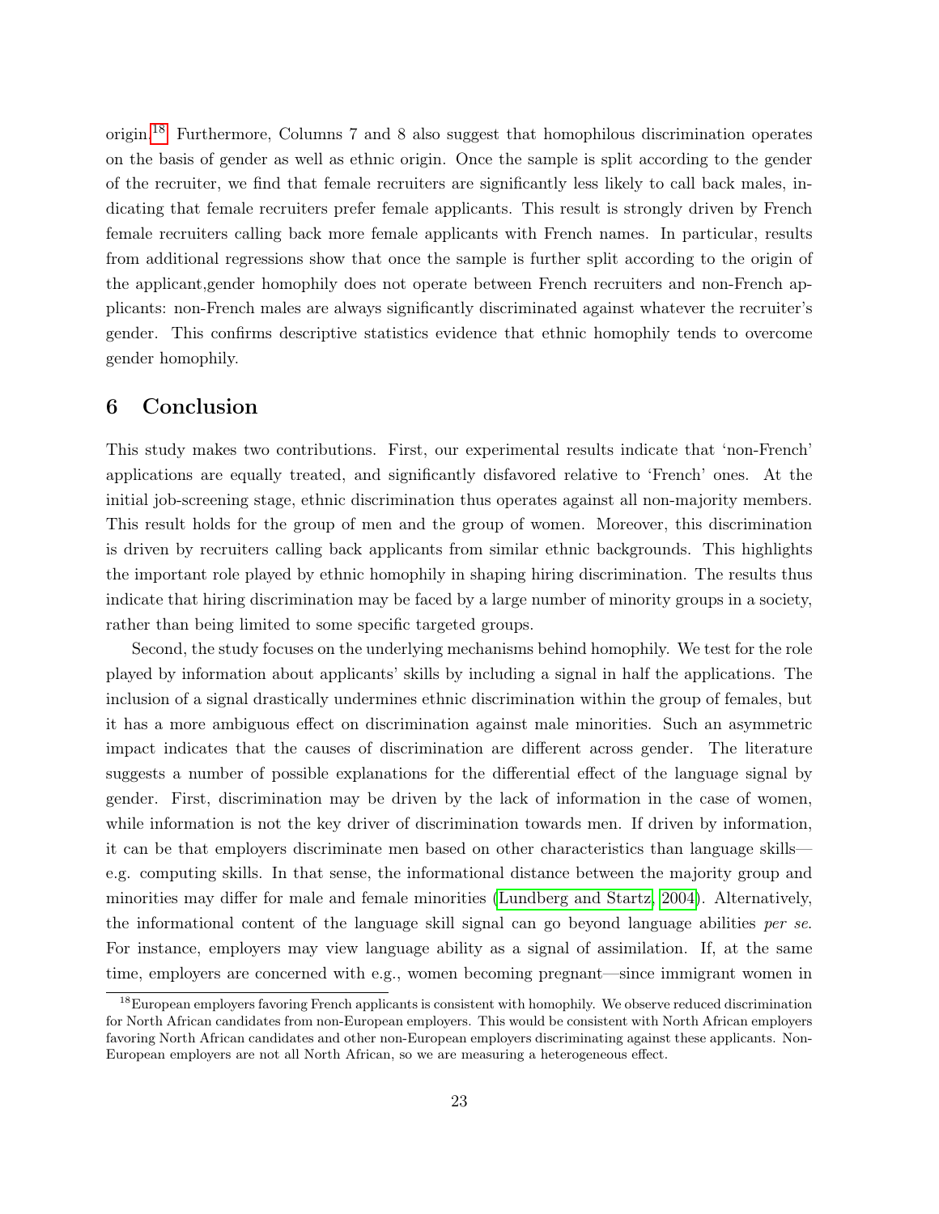origin.[18] Furthermore, Columns 7 and 8 also suggest that homophilous discrimination operates on the basis of gender as well as ethnic origin. Once the sample is split according to the gender of the recruiter, we find that female recruiters are significantly less likely to call back males, indicating that female recruiters prefer female applicants. This result is strongly driven by French female recruiters calling back more female applicants with French names. In particular, results from additional regressions show that once the sample is further split according to the origin of the applicant,gender homophily does not operate between French recruiters and non-French applicants: non-French males are always significantly discriminated against whatever the recruiter's gender. This confirms descriptive statistics evidence that ethnic homophily tends to overcome gender homophily.

## 6 Conclusion

This study makes two contributions. First, our experimental results indicate that 'non-French' applications are equally treated, and significantly disfavored relative to 'French' ones. At the initial job-screening stage, ethnic discrimination thus operates against all non-majority members. This result holds for the group of men and the group of women. Moreover, this discrimination is driven by recruiters calling back applicants from similar ethnic backgrounds. This highlights the important role played by ethnic homophily in shaping hiring discrimination. The results thus indicate that hiring discrimination may be faced by a large number of minority groups in a society, rather than being limited to some specific targeted groups.

Second, the study focuses on the underlying mechanisms behind homophily. We test for the role played by information about applicants' skills by including a signal in half the applications. The inclusion of a signal drastically undermines ethnic discrimination within the group of females, but it has a more ambiguous effect on discrimination against male minorities. Such an asymmetric impact indicates that the causes of discrimination are different across gender. The literature suggests a number of possible explanations for the differential effect of the language signal by gender. First, discrimination may be driven by the lack of information in the case of women, while information is not the key driver of discrimination towards men. If driven by information, it can be that employers discriminate men based on other characteristics than language skills—e.g. computing skills. In that sense, the informational distance between the majority group and minorities may differ for male and female minorities (Lundberg and Startz, 2004). Alternatively, the informational content of the language skill signal can go beyond language abilities *per se*. For instance, employers may view language ability as a signal of assimilation. If, at the same time, employers are concerned with e.g., women becoming pregnant—since immigrant women in

[18] European employers favoring French applicants is consistent with homophily. We observe reduced discrimination for North African candidates from non-European employers. This would be consistent with North African employers favoring North African candidates and other non-European employers discriminating against these applicants. Non-European employers are not all North African, so we are measuring a heterogeneous effect.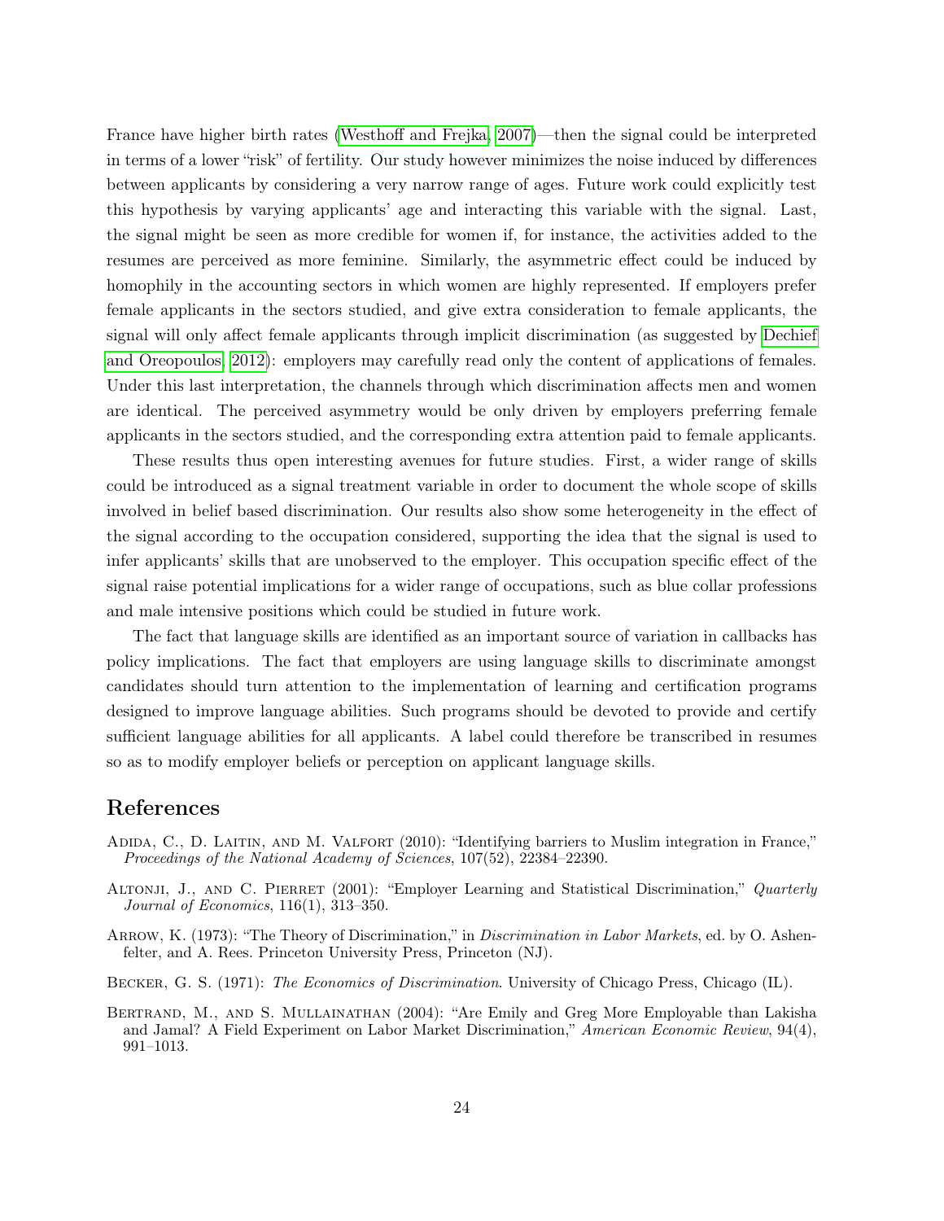France have higher birth rates (Westhoff and Frejka, 2007)—then the signal could be interpreted in terms of a lower "risk" of fertility. Our study however minimizes the noise induced by differences between applicants by considering a very narrow range of ages. Future work could explicitly test this hypothesis by varying applicants' age and interacting this variable with the signal. Last, the signal might be seen as more credible for women if, for instance, the activities added to the resumes are perceived as more feminine. Similarly, the asymmetric effect could be induced by homophily in the accounting sectors in which women are highly represented. If employers prefer female applicants in the sectors studied, and give extra consideration to female applicants, the signal will only affect female applicants through implicit discrimination (as suggested by Dechief and Oreopoulos, 2012): employers may carefully read only the content of applications of females. Under this last interpretation, the channels through which discrimination affects men and women are identical. The perceived asymmetry would be only driven by employers preferring female applicants in the sectors studied, and the corresponding extra attention paid to female applicants.

These results thus open interesting avenues for future studies. First, a wider range of skills could be introduced as a signal treatment variable in order to document the whole scope of skills involved in belief based discrimination. Our results also show some heterogeneity in the effect of the signal according to the occupation considered, supporting the idea that the signal is used to infer applicants' skills that are unobserved to the employer. This occupation specific effect of the signal raise potential implications for a wider range of occupations, such as blue collar professions and male intensive positions which could be studied in future work.

The fact that language skills are identified as an important source of variation in callbacks has policy implications. The fact that employers are using language skills to discriminate amongst candidates should turn attention to the implementation of learning and certification programs designed to improve language abilities. Such programs should be devoted to provide and certify sufficient language abilities for all applicants. A label could therefore be transcribed in resumes so as to modify employer beliefs or perception on applicant language skills.

## References

Adida, C., D. Laitin, and M. Valfort (2010): "Identifying barriers to Muslim integration in France," *Proceedings of the National Academy of Sciences*, 107(52), 22384–22390.

Altonji, J., and C. Pierret (2001): "Employer Learning and Statistical Discrimination," *Quarterly Journal of Economics*, 116(1), 313–350.

Arrow, K. (1973): "The Theory of Discrimination," in *Discrimination in Labor Markets*, ed. by O. Ashenfelter, and A. Rees. Princeton University Press, Princeton (NJ).

Becker, G. S. (1971): *The Economics of Discrimination*. University of Chicago Press, Chicago (IL).

Bertrand, M., and S. Mullainathan (2004): "Are Emily and Greg More Employable than Lakisha and Jamal? A Field Experiment on Labor Market Discrimination," *American Economic Review*, 94(4), 991–1013.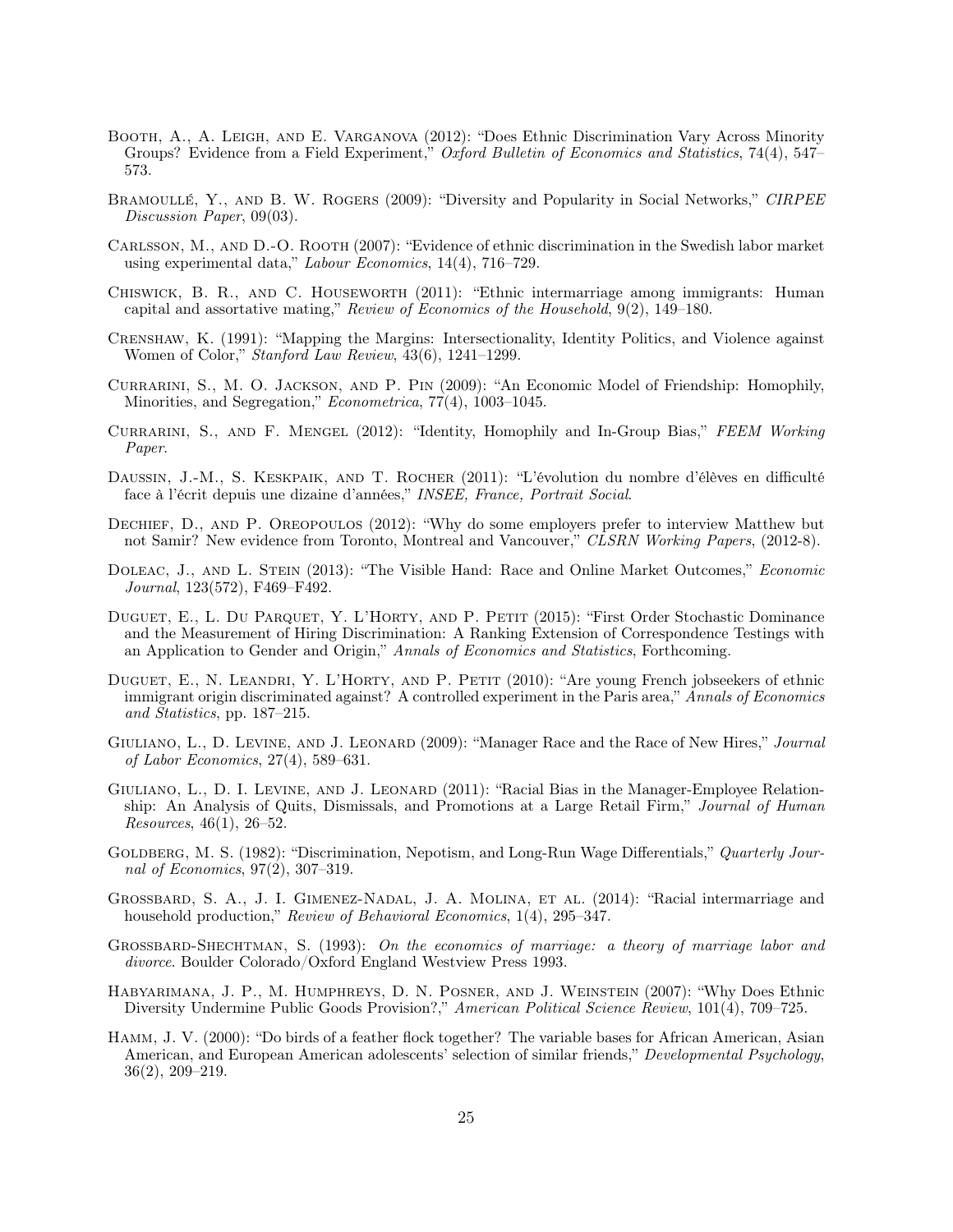Booth, A., A. Leigh, and E. Varganova (2012): "Does Ethnic Discrimination Vary Across Minority Groups? Evidence from a Field Experiment," *Oxford Bulletin of Economics and Statistics*, 74(4), 547–573.

Bramoullé, Y., and B. W. Rogers (2009): "Diversity and Popularity in Social Networks," *CIRPEE Discussion Paper*, 09(03).

Carlsson, M., and D.-O. Rooth (2007): "Evidence of ethnic discrimination in the Swedish labor market using experimental data," *Labour Economics*, 14(4), 716–729.

Chiswick, B. R., and C. Houseworth (2011): "Ethnic intermarriage among immigrants: Human capital and assortative mating," *Review of Economics of the Household*, 9(2), 149–180.

Crenshaw, K. (1991): "Mapping the Margins: Intersectionality, Identity Politics, and Violence against Women of Color," *Stanford Law Review*, 43(6), 1241–1299.

Currarini, S., M. O. Jackson, and P. Pin (2009): "An Economic Model of Friendship: Homophily, Minorities, and Segregation," *Econometrica*, 77(4), 1003–1045.

Currarini, S., and F. Mengel (2012): "Identity, Homophily and In-Group Bias," *FEEM Working Paper*.

Daussin, J.-M., S. Keskpaik, and T. Rocher (2011): "L'évolution du nombre d'élèves en difficulté face à l'écrit depuis une dizaine d'années," *INSEE, France, Portrait Social*.

Dechief, D., and P. Oreopoulos (2012): "Why do some employers prefer to interview Matthew but not Samir? New evidence from Toronto, Montreal and Vancouver," *CLSRN Working Papers*, (2012-8).

Doleac, J., and L. Stein (2013): "The Visible Hand: Race and Online Market Outcomes," *Economic Journal*, 123(572), F469–F492.

Duguet, E., L. Du Parquet, Y. L'Horty, and P. Petit (2015): "First Order Stochastic Dominance and the Measurement of Hiring Discrimination: A Ranking Extension of Correspondence Testings with an Application to Gender and Origin," *Annals of Economics and Statistics*, Forthcoming.

Duguet, E., N. Leandri, Y. L'Horty, and P. Petit (2010): "Are young French jobseekers of ethnic immigrant origin discriminated against? A controlled experiment in the Paris area," *Annals of Economics and Statistics*, pp. 187–215.

Giuliano, L., D. Levine, and J. Leonard (2009): "Manager Race and the Race of New Hires," *Journal of Labor Economics*, 27(4), 589–631.

Giuliano, L., D. I. Levine, and J. Leonard (2011): "Racial Bias in the Manager-Employee Relationship: An Analysis of Quits, Dismissals, and Promotions at a Large Retail Firm," *Journal of Human Resources*, 46(1), 26–52.

Goldberg, M. S. (1982): "Discrimination, Nepotism, and Long-Run Wage Differentials," *Quarterly Journal of Economics*, 97(2), 307–319.

Grossbard, S. A., J. I. Gimenez-Nadal, J. A. Molina, et al. (2014): "Racial intermarriage and household production," *Review of Behavioral Economics*, 1(4), 295–347.

Grossbard-Shechtman, S. (1993): *On the economics of marriage: a theory of marriage labor and divorce*. Boulder Colorado/Oxford England Westview Press 1993.

Habyarimana, J. P., M. Humphreys, D. N. Posner, and J. Weinstein (2007): "Why Does Ethnic Diversity Undermine Public Goods Provision?," *American Political Science Review*, 101(4), 709–725.

Hamm, J. V. (2000): "Do birds of a feather flock together? The variable bases for African American, Asian American, and European American adolescents' selection of similar friends," *Developmental Psychology*, 36(2), 209–219.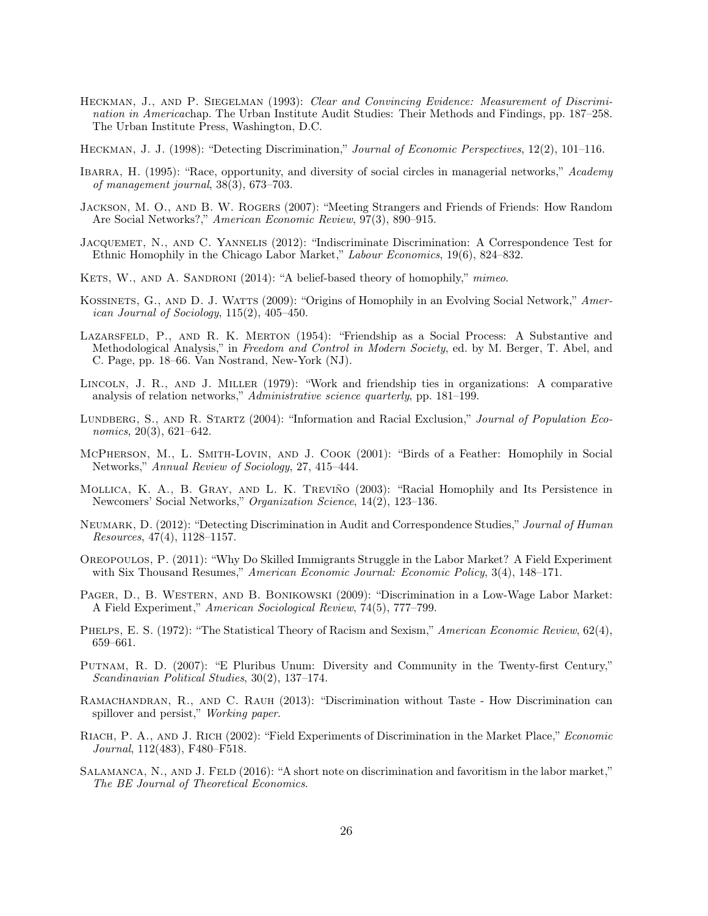Heckman, J., and P. Siegelman (1993): *Clear and Convincing Evidence: Measurement of Discrimination in America*chap. The Urban Institute Audit Studies: Their Methods and Findings, pp. 187–258. The Urban Institute Press, Washington, D.C.

Heckman, J. J. (1998): "Detecting Discrimination," *Journal of Economic Perspectives*, 12(2), 101–116.

Ibarra, H. (1995): "Race, opportunity, and diversity of social circles in managerial networks," *Academy of management journal*, 38(3), 673–703.

Jackson, M. O., and B. W. Rogers (2007): "Meeting Strangers and Friends of Friends: How Random Are Social Networks?," *American Economic Review*, 97(3), 890–915.

Jacquemet, N., and C. Yannelis (2012): "Indiscriminate Discrimination: A Correspondence Test for Ethnic Homophily in the Chicago Labor Market," *Labour Economics*, 19(6), 824–832.

Kets, W., and A. Sandroni (2014): "A belief-based theory of homophily," *mimeo*.

Kossinets, G., and D. J. Watts (2009): "Origins of Homophily in an Evolving Social Network," *American Journal of Sociology*, 115(2), 405–450.

Lazarsfeld, P., and R. K. Merton (1954): "Friendship as a Social Process: A Substantive and Methodological Analysis," in *Freedom and Control in Modern Society*, ed. by M. Berger, T. Abel, and C. Page, pp. 18–66. Van Nostrand, New-York (NJ).

Lincoln, J. R., and J. Miller (1979): "Work and friendship ties in organizations: A comparative analysis of relation networks," *Administrative science quarterly*, pp. 181–199.

Lundberg, S., and R. Startz (2004): "Information and Racial Exclusion," *Journal of Population Economics*, 20(3), 621–642.

McPherson, M., L. Smith-Lovin, and J. Cook (2001): "Birds of a Feather: Homophily in Social Networks," *Annual Review of Sociology*, 27, 415–444.

Mollica, K. A., B. Gray, and L. K. Treviño (2003): "Racial Homophily and Its Persistence in Newcomers' Social Networks," *Organization Science*, 14(2), 123–136.

Neumark, D. (2012): "Detecting Discrimination in Audit and Correspondence Studies," *Journal of Human Resources*, 47(4), 1128–1157.

Oreopoulos, P. (2011): "Why Do Skilled Immigrants Struggle in the Labor Market? A Field Experiment with Six Thousand Resumes," *American Economic Journal: Economic Policy*, 3(4), 148–171.

Pager, D., B. Western, and B. Bonikowski (2009): "Discrimination in a Low-Wage Labor Market: A Field Experiment," *American Sociological Review*, 74(5), 777–799.

Phelps, E. S. (1972): "The Statistical Theory of Racism and Sexism," *American Economic Review*, 62(4), 659–661.

Putnam, R. D. (2007): "E Pluribus Unum: Diversity and Community in the Twenty-first Century," *Scandinavian Political Studies*, 30(2), 137–174.

Ramachandran, R., and C. Rauh (2013): "Discrimination without Taste - How Discrimination can spillover and persist," *Working paper*.

Riach, P. A., and J. Rich (2002): "Field Experiments of Discrimination in the Market Place," *Economic Journal*, 112(483), F480–F518.

Salamanca, N., and J. Feld (2016): "A short note on discrimination and favoritism in the labor market," *The BE Journal of Theoretical Economics*.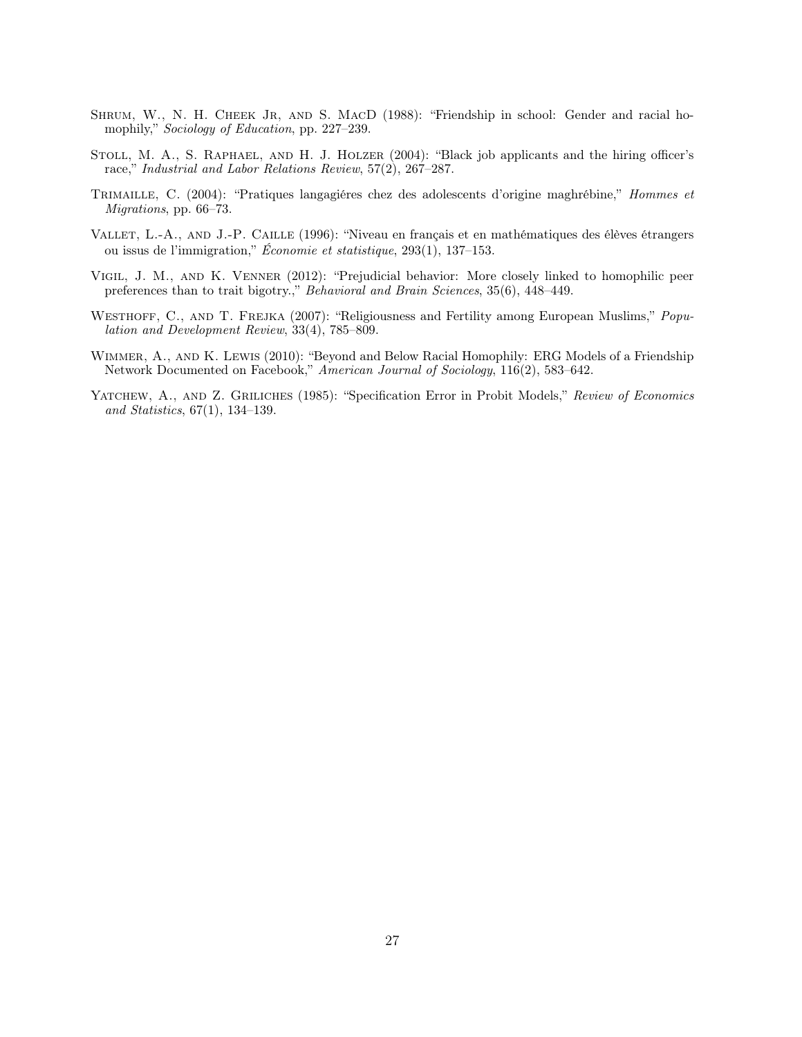Shrum, W., N. H. Cheek Jr, and S. MacD (1988): "Friendship in school: Gender and racial homophily," *Sociology of Education*, pp. 227–239.

Stoll, M. A., S. Raphael, and H. J. Holzer (2004): "Black job applicants and the hiring officer's race," *Industrial and Labor Relations Review*, 57(2), 267–287.

Trimaille, C. (2004): "Pratiques langagiéres chez des adolescents d'origine maghrébine," *Hommes et Migrations*, pp. 66–73.

Vallet, L.-A., and J.-P. Caille (1996): "Niveau en français et en mathématiques des élèves étrangers ou issus de l'immigration," *Économie et statistique*, 293(1), 137–153.

Vigil, J. M., and K. Venner (2012): "Prejudicial behavior: More closely linked to homophilic peer preferences than to trait bigotry.," *Behavioral and Brain Sciences*, 35(6), 448–449.

Westhoff, C., and T. Frejka (2007): "Religiousness and Fertility among European Muslims," *Population and Development Review*, 33(4), 785–809.

Wimmer, A., and K. Lewis (2010): "Beyond and Below Racial Homophily: ERG Models of a Friendship Network Documented on Facebook," *American Journal of Sociology*, 116(2), 583–642.

Yatchew, A., and Z. Griliches (1985): "Specification Error in Probit Models," *Review of Economics and Statistics*, 67(1), 134–139.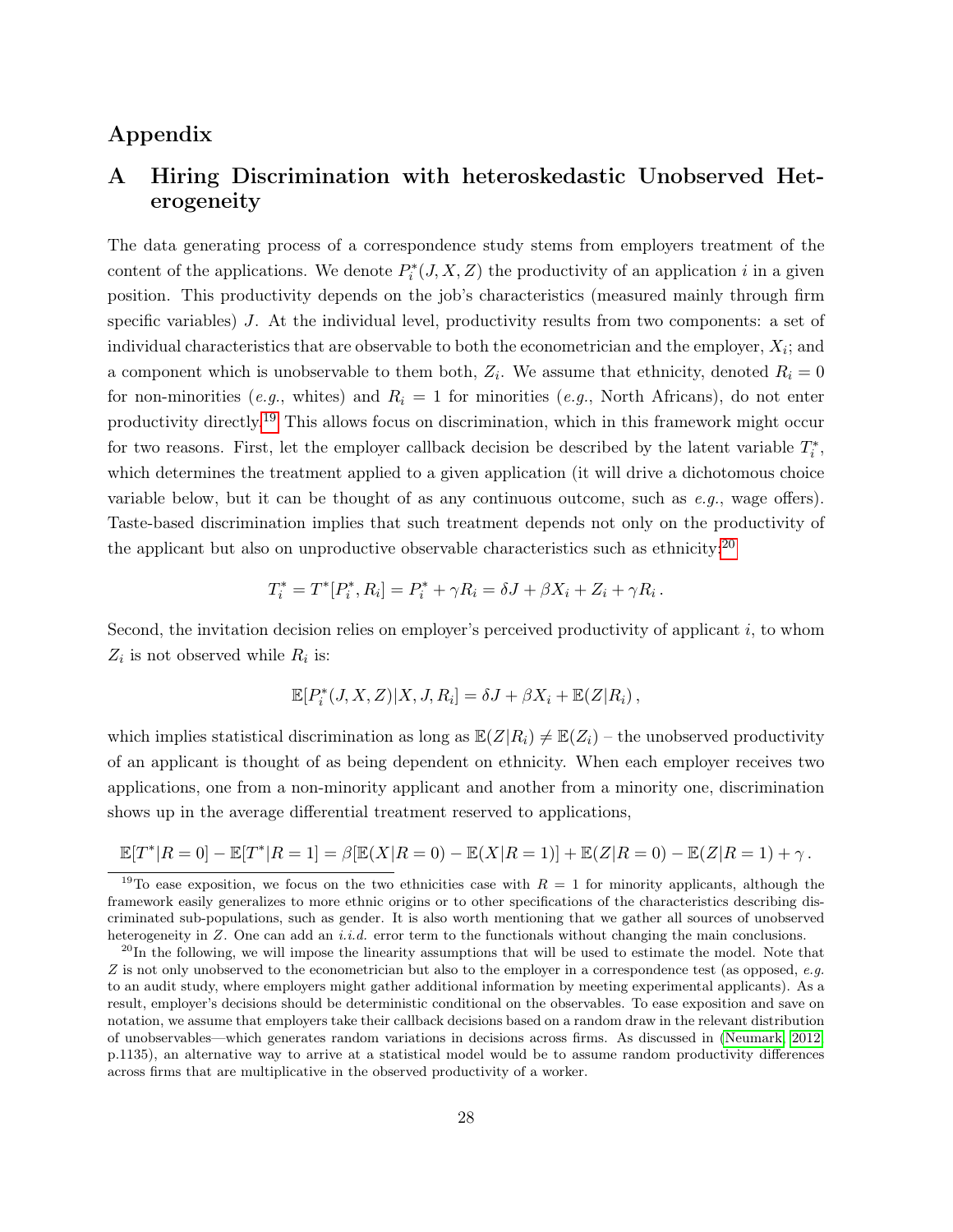# Appendix

## A Hiring Discrimination with heteroskedastic Unobserved Heterogeneity

The data generating process of a correspondence study stems from employers treatment of the content of the applications. We denote $P_i^*(J, X, Z)$ the productivity of an application $i$ in a given position. This productivity depends on the job's characteristics (measured mainly through firm specific variables) $J$. At the individual level, productivity results from two components: a set of individual characteristics that are observable to both the econometrician and the employer, $X_i$; and a component which is unobservable to them both, $Z_i$. We assume that ethnicity, denoted $R_i = 0$ for non-minorities (*e.g.*, whites) and $R_i = 1$ for minorities (*e.g.*, North Africans), do not enter productivity directly.[19] This allows focus on discrimination, which in this framework might occur for two reasons. First, let the employer callback decision be described by the latent variable $T_i^*$, which determines the treatment applied to a given application (it will drive a dichotomous choice variable below, but it can be thought of as any continuous outcome, such as *e.g.*, wage offers). Taste-based discrimination implies that such treatment depends not only on the productivity of the applicant but also on unproductive observable characteristics such as ethnicity:[20]

$$T_i^* = T^*[P_i^*, R_i] = P_i^* + \gamma R_i = \delta J + \beta X_i + Z_i + \gamma R_i \,.$$

Second, the invitation decision relies on employer's perceived productivity of applicant $i$, to whom $Z_i$ is not observed while $R_i$ is:

$$\mathbb{E}[P_i^*(J, X, Z)|X, J, R_i] = \delta J + \beta X_i + \mathbb{E}(Z|R_i)\,,$$

which implies statistical discrimination as long as $\mathbb{E}(Z|R_i) \neq \mathbb{E}(Z_i)$ – the unobserved productivity of an applicant is thought of as being dependent on ethnicity. When each employer receives two applications, one from a non-minority applicant and another from a minority one, discrimination shows up in the average differential treatment reserved to applications,

$$\mathbb{E}[T^*|R = 0] - \mathbb{E}[T^*|R = 1] = \beta[\mathbb{E}(X|R = 0) - \mathbb{E}(X|R = 1)] + \mathbb{E}(Z|R = 0) - \mathbb{E}(Z|R = 1) + \gamma\,.$$

[19] To ease exposition, we focus on the two ethnicities case with $R = 1$ for minority applicants, although the framework easily generalizes to more ethnic origins or to other specifications of the characteristics describing discriminated sub-populations, such as gender. It is also worth mentioning that we gather all sources of unobserved heterogeneity in $Z$. One can add an *i.i.d.* error term to the functionals without changing the main conclusions.

[20] In the following, we will impose the linearity assumptions that will be used to estimate the model. Note that $Z$ is not only unobserved to the econometrician but also to the employer in a correspondence test (as opposed, *e.g.* to an audit study, where employers might gather additional information by meeting experimental applicants). As a result, employer's decisions should be deterministic conditional on the observables. To ease exposition and save on notation, we assume that employers take their callback decisions based on a random draw in the relevant distribution of unobservables—which generates random variations in decisions across firms. As discussed in (Neumark, 2012, p.1135), an alternative way to arrive at a statistical model would be to assume random productivity differences across firms that are multiplicative in the observed productivity of a worker.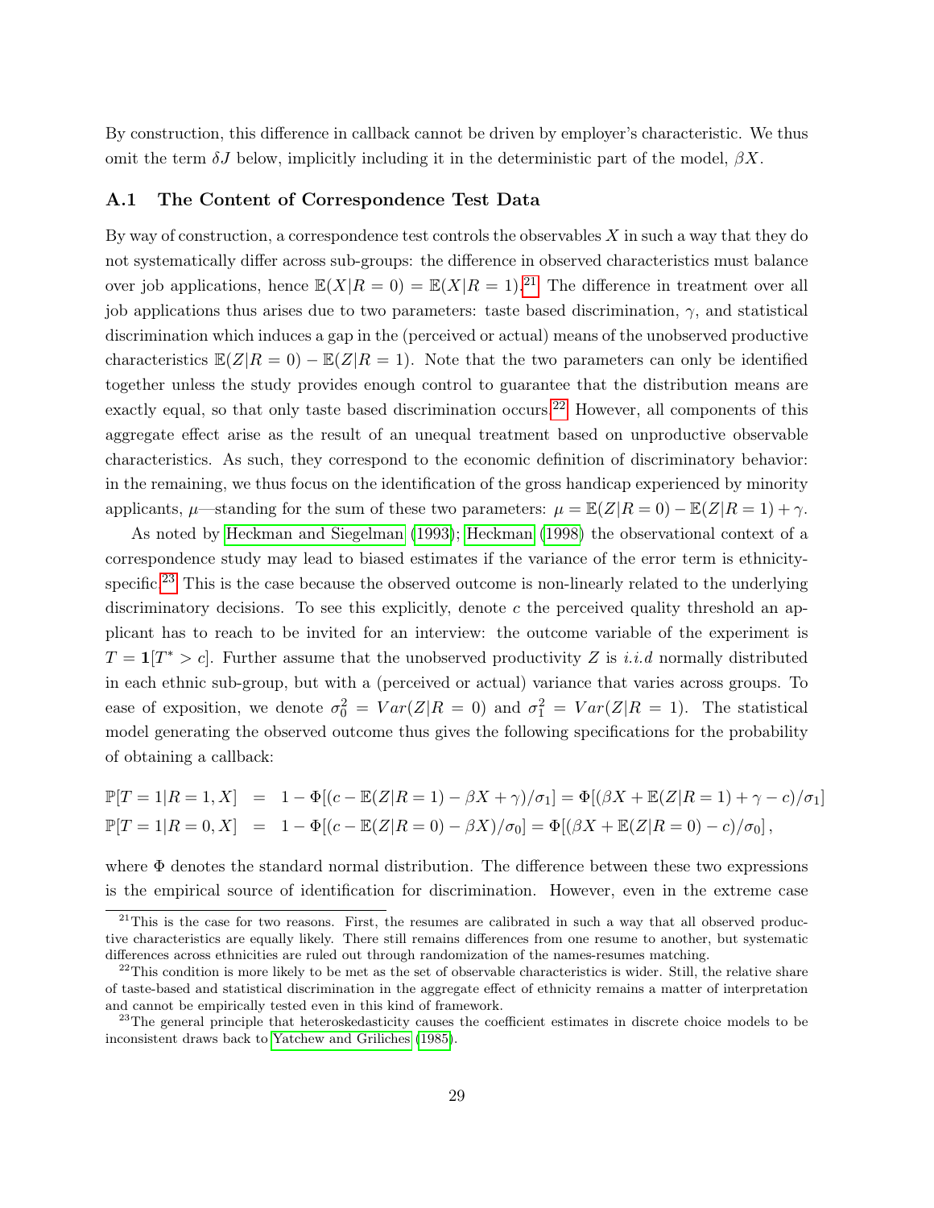By construction, this difference in callback cannot be driven by employer's characteristic. We thus omit the term $\delta J$ below, implicitly including it in the deterministic part of the model, $\beta X$.

### A.1 The Content of Correspondence Test Data

By way of construction, a correspondence test controls the observables $X$ in such a way that they do not systematically differ across sub-groups: the difference in observed characteristics must balance over job applications, hence $\mathbb{E}(X|R=0) = \mathbb{E}(X|R=1)$.[21] The difference in treatment over all job applications thus arises due to two parameters: taste based discrimination, $\gamma$, and statistical discrimination which induces a gap in the (perceived or actual) means of the unobserved productive characteristics $\mathbb{E}(Z|R=0) - \mathbb{E}(Z|R=1)$. Note that the two parameters can only be identified together unless the study provides enough control to guarantee that the distribution means are exactly equal, so that only taste based discrimination occurs.[22] However, all components of this aggregate effect arise as the result of an unequal treatment based on unproductive observable characteristics. As such, they correspond to the economic definition of discriminatory behavior: in the remaining, we thus focus on the identification of the gross handicap experienced by minority applicants, $\mu$—standing for the sum of these two parameters: $\mu = \mathbb{E}(Z|R=0) - \mathbb{E}(Z|R=1) + \gamma$.

As noted by Heckman and Siegelman (1993); Heckman (1998) the observational context of a correspondence study may lead to biased estimates if the variance of the error term is ethnicity-specific.[23] This is the case because the observed outcome is non-linearly related to the underlying discriminatory decisions. To see this explicitly, denote $c$ the perceived quality threshold an applicant has to reach to be invited for an interview: the outcome variable of the experiment is $T = \mathbf{1}[T^* > c]$. Further assume that the unobserved productivity $Z$ is *i.i.d* normally distributed in each ethnic sub-group, but with a (perceived or actual) variance that varies across groups. To ease of exposition, we denote $\sigma_0^2 = Var(Z|R=0)$ and $\sigma_1^2 = Var(Z|R=1)$. The statistical model generating the observed outcome thus gives the following specifications for the probability of obtaining a callback:

$$
\begin{aligned}
\mathbb{P}[T=1|R=1,X] &= 1 - \Phi[(c - \mathbb{E}(Z|R=1) - \beta X + \gamma)/\sigma_1] = \Phi[(\beta X + \mathbb{E}(Z|R=1) + \gamma - c)/\sigma_1] \\
\mathbb{P}[T=1|R=0,X] &= 1 - \Phi[(c - \mathbb{E}(Z|R=0) - \beta X)/\sigma_0] = \Phi[(\beta X + \mathbb{E}(Z|R=0) - c)/\sigma_0],
\end{aligned}
$$

where $\Phi$ denotes the standard normal distribution. The difference between these two expressions is the empirical source of identification for discrimination. However, even in the extreme case

[21] This is the case for two reasons. First, the resumes are calibrated in such a way that all observed productive characteristics are equally likely. There still remains differences from one resume to another, but systematic differences across ethnicities are ruled out through randomization of the names-resumes matching.

[22] This condition is more likely to be met as the set of observable characteristics is wider. Still, the relative share of taste-based and statistical discrimination in the aggregate effect of ethnicity remains a matter of interpretation and cannot be empirically tested even in this kind of framework.

[23] The general principle that heteroskedasticity causes the coefficient estimates in discrete choice models to be inconsistent draws back to Yatchew and Griliches (1985).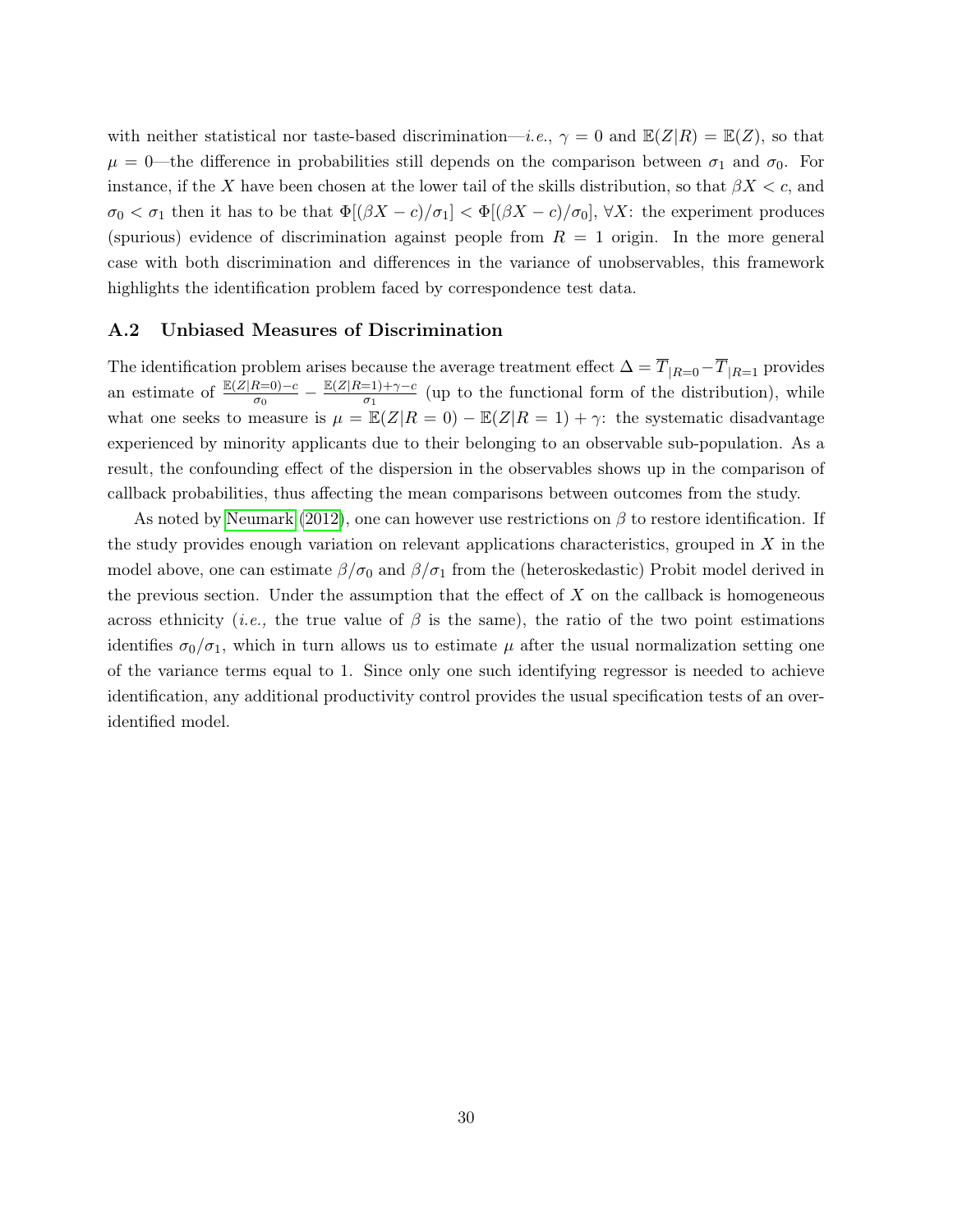with neither statistical nor taste-based discrimination—*i.e.*, $\gamma = 0$ and $\mathbb{E}(Z|R) = \mathbb{E}(Z)$, so that $\mu = 0$—the difference in probabilities still depends on the comparison between $\sigma_1$ and $\sigma_0$. For instance, if the $X$ have been chosen at the lower tail of the skills distribution, so that $\beta X < c$, and $\sigma_0 < \sigma_1$ then it has to be that $\Phi[(\beta X - c)/\sigma_1] < \Phi[(\beta X - c)/\sigma_0]$, $\forall X$: the experiment produces (spurious) evidence of discrimination against people from $R = 1$ origin. In the more general case with both discrimination and differences in the variance of unobservables, this framework highlights the identification problem faced by correspondence test data.

### A.2 Unbiased Measures of Discrimination

The identification problem arises because the average treatment effect $\Delta = \overline{T}_{|R=0} - \overline{T}_{|R=1}$ provides an estimate of $\frac{\mathbb{E}(Z|R=0)-c}{\sigma_0} - \frac{\mathbb{E}(Z|R=1)+\gamma-c}{\sigma_1}$ (up to the functional form of the distribution), while what one seeks to measure is $\mu = \mathbb{E}(Z|R = 0) - \mathbb{E}(Z|R = 1) + \gamma$: the systematic disadvantage experienced by minority applicants due to their belonging to an observable sub-population. As a result, the confounding effect of the dispersion in the observables shows up in the comparison of callback probabilities, thus affecting the mean comparisons between outcomes from the study.

As noted by Neumark (2012), one can however use restrictions on $\beta$ to restore identification. If the study provides enough variation on relevant applications characteristics, grouped in $X$ in the model above, one can estimate $\beta/\sigma_0$ and $\beta/\sigma_1$ from the (heteroskedastic) Probit model derived in the previous section. Under the assumption that the effect of $X$ on the callback is homogeneous across ethnicity (*i.e.,* the true value of $\beta$ is the same), the ratio of the two point estimations identifies $\sigma_0/\sigma_1$, which in turn allows us to estimate $\mu$ after the usual normalization setting one of the variance terms equal to 1. Since only one such identifying regressor is needed to achieve identification, any additional productivity control provides the usual specification tests of an over-identified model.